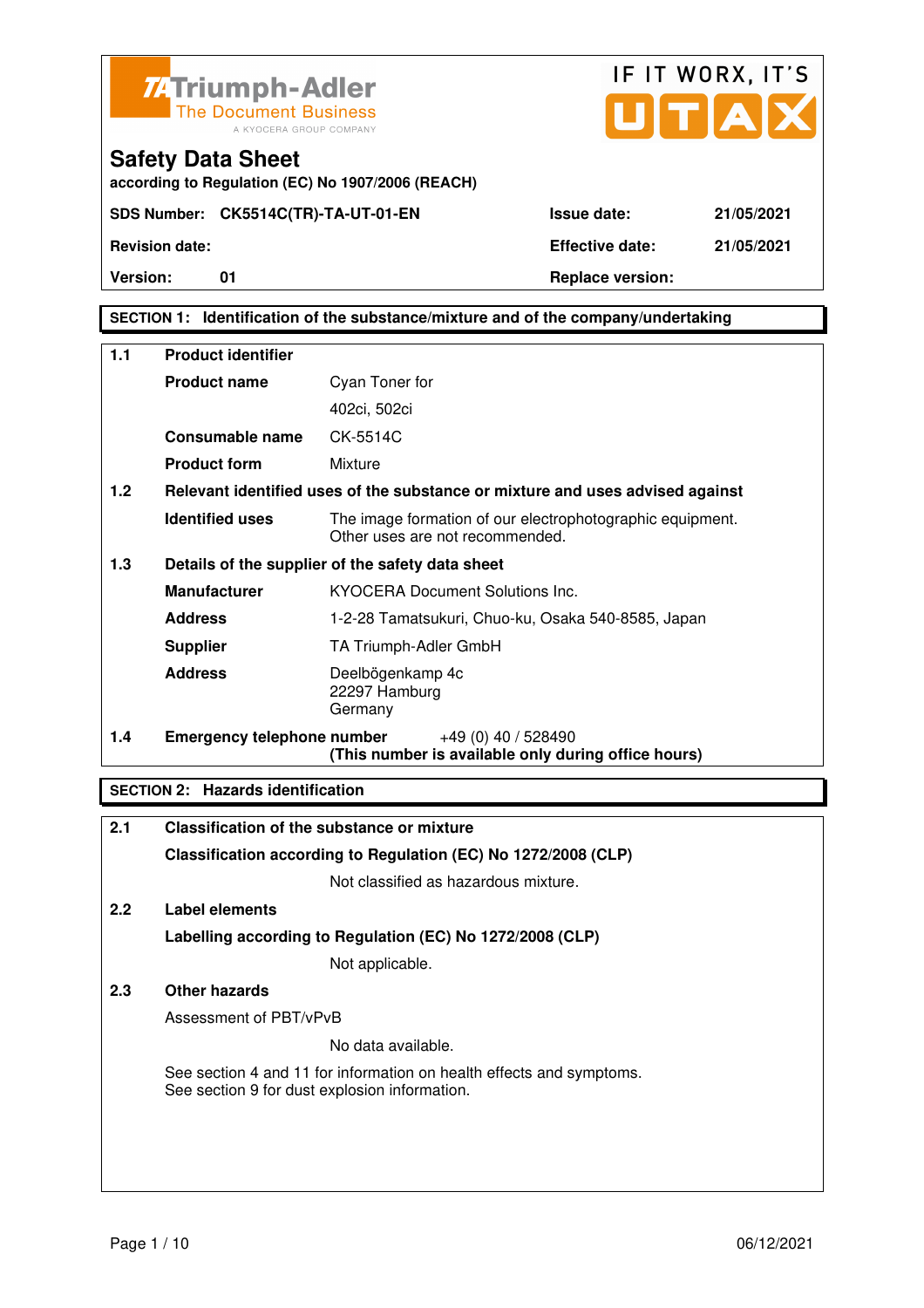Triumph-Adler
The Document Business
A KYOCERA GROUP COMPANY

IF IT WORX, IT'S UTAX

# Safety Data Sheet

**according to Regulation (EC) No 1907/2006 (REACH)**

| | | | |
|---|---|---|---|
| **SDS Number:** | **CK5514C(TR)-TA-UT-01-EN** | **Issue date:** | **21/05/2021** |
| **Revision date:** | | **Effective date:** | **21/05/2021** |
| **Version:** | **01** | **Replace version:** | |

## SECTION 1: Identification of the substance/mixture and of the company/undertaking

**1.1 Product identifier**

| | |
|---|---|
| **Product name** | Cyan Toner for 402ci, 502ci |
| **Consumable name** | CK-5514C |
| **Product form** | Mixture |

**1.2 Relevant identified uses of the substance or mixture and uses advised against**

| | |
|---|---|
| **Identified uses** | The image formation of our electrophotographic equipment. Other uses are not recommended. |

**1.3 Details of the supplier of the safety data sheet**

| | |
|---|---|
| **Manufacturer** | KYOCERA Document Solutions Inc. |
| **Address** | 1-2-28 Tamatsukuri, Chuo-ku, Osaka 540-8585, Japan |
| **Supplier** | TA Triumph-Adler GmbH |
| **Address** | Deelbögenkamp 4c<br>22297 Hamburg<br>Germany |

**1.4 Emergency telephone number** +49 (0) 40 / 528490
**(This number is available only during office hours)**

## SECTION 2: Hazards identification

**2.1 Classification of the substance or mixture**

**Classification according to Regulation (EC) No 1272/2008 (CLP)**

Not classified as hazardous mixture.

**2.2 Label elements**

**Labelling according to Regulation (EC) No 1272/2008 (CLP)**

Not applicable.

**2.3 Other hazards**

Assessment of PBT/vPvB

No data available.

See section 4 and 11 for information on health effects and symptoms.
See section 9 for dust explosion information.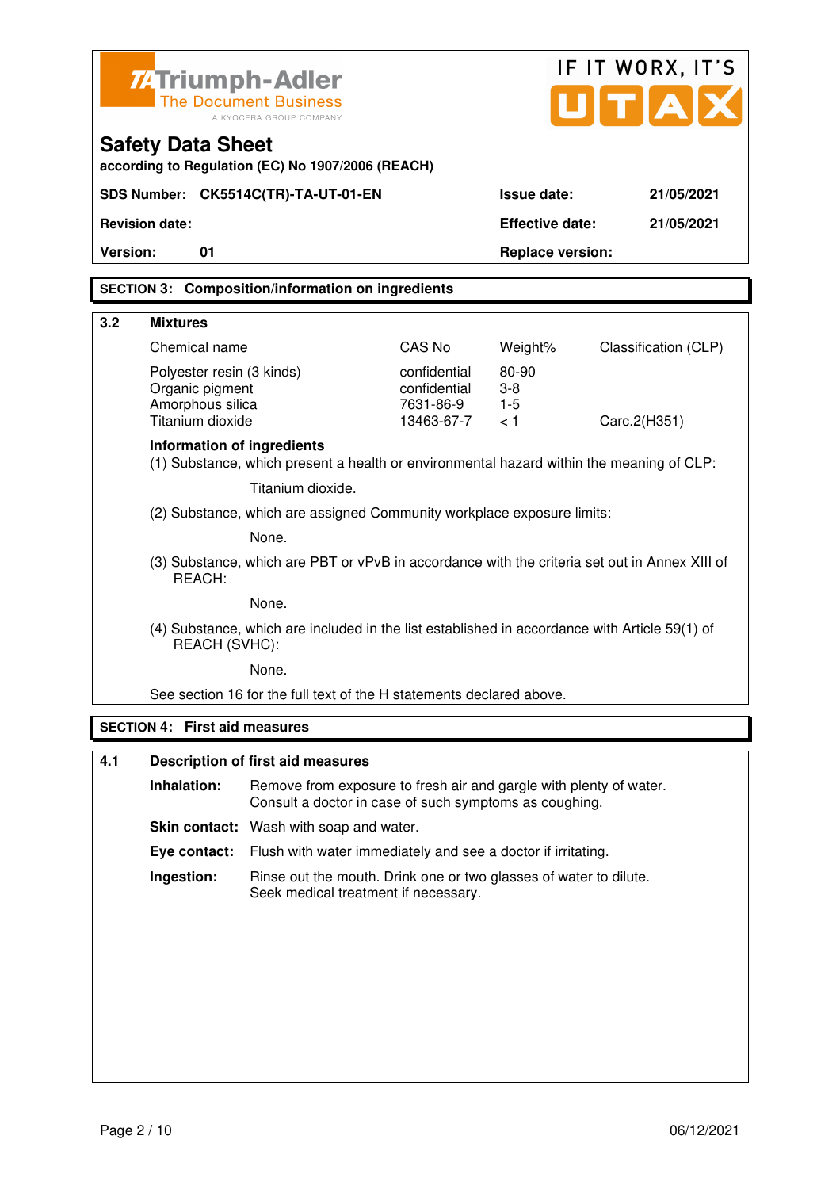# Safety Data Sheet

according to Regulation (EC) No 1907/2006 (REACH)

| SDS Number: CK5514C(TR)-TA-UT-01-EN | Issue date: | 21/05/2021 |
|---|---|---|
| Revision date: | Effective date: | 21/05/2021 |
| Version: 01 | Replace version: | |

## SECTION 3: Composition/information on ingredients

### 3.2 Mixtures

| Chemical name | CAS No | Weight% | Classification (CLP) |
|---|---|---|---|
| Polyester resin (3 kinds) | confidential | 80-90 | |
| Organic pigment | confidential | 3-8 | |
| Amorphous silica | 7631-86-9 | 1-5 | |
| Titanium dioxide | 13463-67-7 | < 1 | Carc.2(H351) |

**Information of ingredients**

(1) Substance, which present a health or environmental hazard within the meaning of CLP:

Titanium dioxide.

(2) Substance, which are assigned Community workplace exposure limits:

None.

(3) Substance, which are PBT or vPvB in accordance with the criteria set out in Annex XIII of REACH:

None.

(4) Substance, which are included in the list established in accordance with Article 59(1) of REACH (SVHC):

None.

See section 16 for the full text of the H statements declared above.

## SECTION 4: First aid measures

### 4.1 Description of first aid measures

**Inhalation:** Remove from exposure to fresh air and gargle with plenty of water. Consult a doctor in case of such symptoms as coughing.

**Skin contact:** Wash with soap and water.

**Eye contact:** Flush with water immediately and see a doctor if irritating.

**Ingestion:** Rinse out the mouth. Drink one or two glasses of water to dilute. Seek medical treatment if necessary.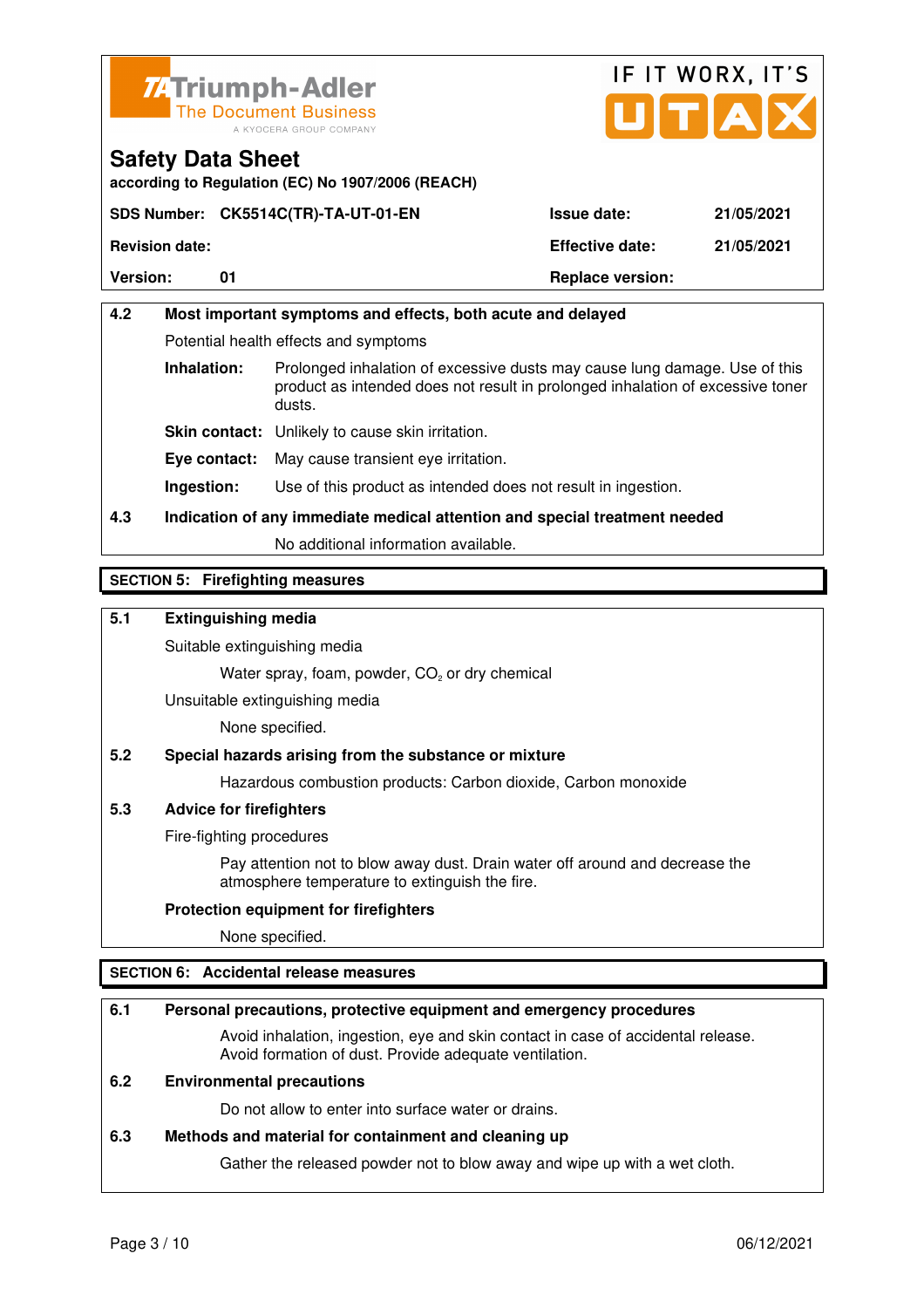### 4.2 Most important symptoms and effects, both acute and delayed

Potential health effects and symptoms

**Inhalation:** Prolonged inhalation of excessive dusts may cause lung damage. Use of this product as intended does not result in prolonged inhalation of excessive toner dusts.

**Skin contact:** Unlikely to cause skin irritation.

**Eye contact:** May cause transient eye irritation.

**Ingestion:** Use of this product as intended does not result in ingestion.

### 4.3 Indication of any immediate medical attention and special treatment needed

No additional information available.

## SECTION 5: Firefighting measures

### 5.1 Extinguishing media

Suitable extinguishing media

Water spray, foam, powder, $CO_2$ or dry chemical

Unsuitable extinguishing media

None specified.

### 5.2 Special hazards arising from the substance or mixture

Hazardous combustion products: Carbon dioxide, Carbon monoxide

### 5.3 Advice for firefighters

Fire-fighting procedures

Pay attention not to blow away dust. Drain water off around and decrease the atmosphere temperature to extinguish the fire.

**Protection equipment for firefighters**

None specified.

## SECTION 6: Accidental release measures

### 6.1 Personal precautions, protective equipment and emergency procedures

Avoid inhalation, ingestion, eye and skin contact in case of accidental release. Avoid formation of dust. Provide adequate ventilation.

### 6.2 Environmental precautions

Do not allow to enter into surface water or drains.

### 6.3 Methods and material for containment and cleaning up

Gather the released powder not to blow away and wipe up with a wet cloth.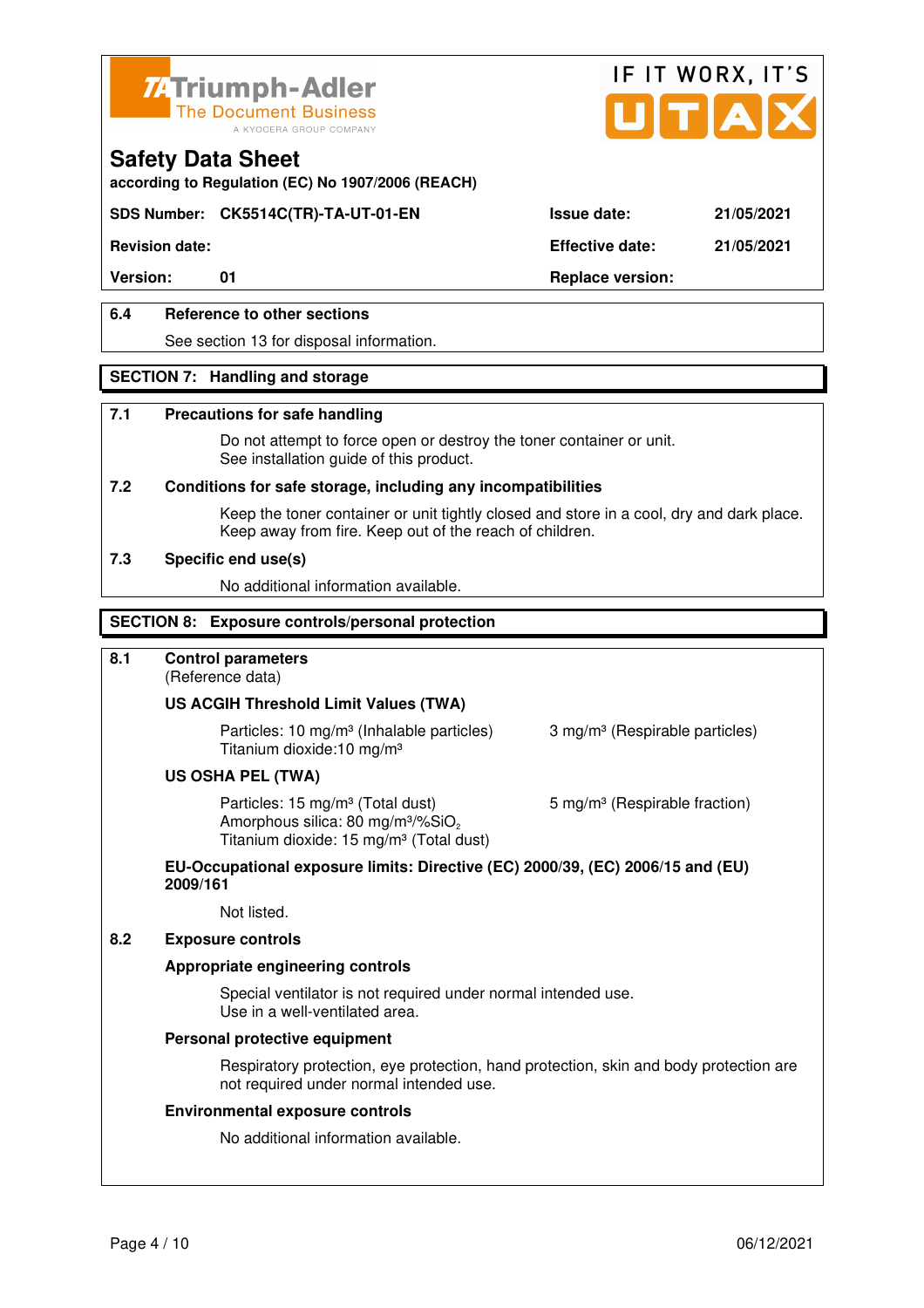### 6.4 Reference to other sections

See section 13 for disposal information.

## SECTION 7: Handling and storage

### 7.1 Precautions for safe handling

Do not attempt to force open or destroy the toner container or unit.
See installation guide of this product.

### 7.2 Conditions for safe storage, including any incompatibilities

Keep the toner container or unit tightly closed and store in a cool, dry and dark place.
Keep away from fire. Keep out of the reach of children.

### 7.3 Specific end use(s)

No additional information available.

## SECTION 8: Exposure controls/personal protection

### 8.1 Control parameters

(Reference data)

**US ACGIH Threshold Limit Values (TWA)**

Particles: 10 mg/m³ (Inhalable particles) 3 mg/m³ (Respirable particles)
Titanium dioxide:10 mg/m³

**US OSHA PEL (TWA)**

Particles: 15 mg/m³ (Total dust) 5 mg/m³ (Respirable fraction)
Amorphous silica: 80 mg/m³/%$SiO_2$
Titanium dioxide: 15 mg/m³ (Total dust)

**EU-Occupational exposure limits: Directive (EC) 2000/39, (EC) 2006/15 and (EU) 2009/161**

Not listed.

### 8.2 Exposure controls

**Appropriate engineering controls**

Special ventilator is not required under normal intended use.
Use in a well-ventilated area.

**Personal protective equipment**

Respiratory protection, eye protection, hand protection, skin and body protection are not required under normal intended use.

**Environmental exposure controls**

No additional information available.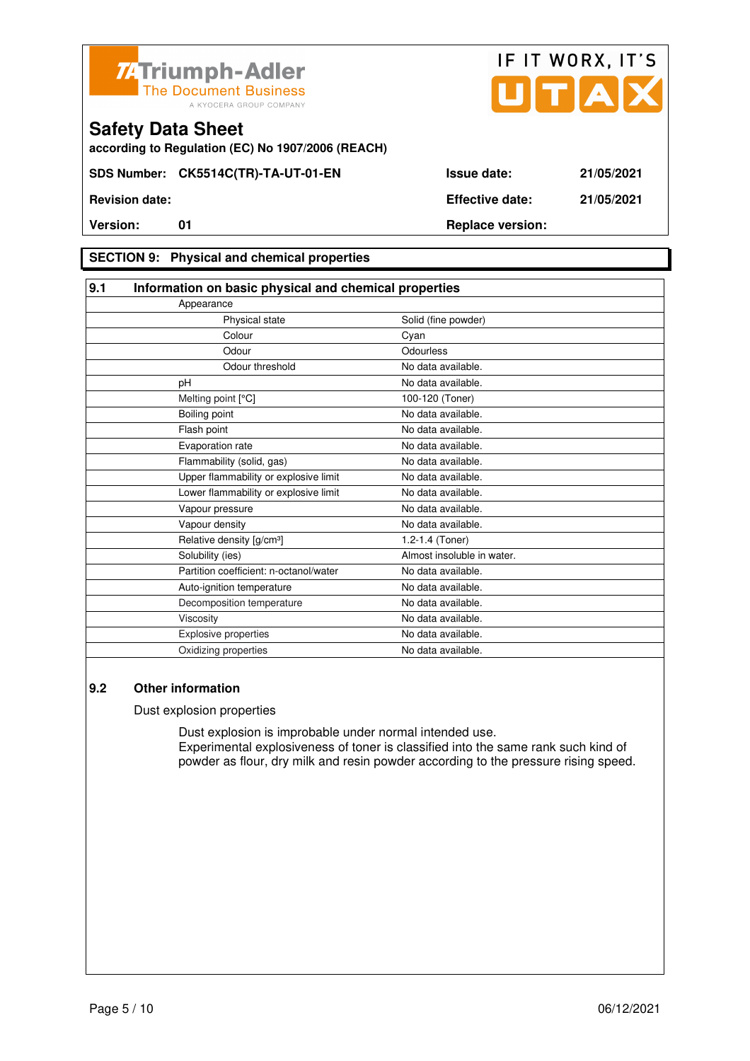# Safety Data Sheet

according to Regulation (EC) No 1907/2006 (REACH)

| | | | |
|---|---|---|---|
| **SDS Number:** | **CK5514C(TR)-TA-UT-01-EN** | **Issue date:** | **21/05/2021** |
| **Revision date:** | | **Effective date:** | **21/05/2021** |
| **Version:** | **01** | **Replace version:** | |

## SECTION 9: Physical and chemical properties

### 9.1 Information on basic physical and chemical properties

| Property | Value |
|---|---|
| Appearance | |
| Physical state | Solid (fine powder) |
| Colour | Cyan |
| Odour | Odourless |
| Odour threshold | No data available. |
| pH | No data available. |
| Melting point [°C] | 100-120 (Toner) |
| Boiling point | No data available. |
| Flash point | No data available. |
| Evaporation rate | No data available. |
| Flammability (solid, gas) | No data available. |
| Upper flammability or explosive limit | No data available. |
| Lower flammability or explosive limit | No data available. |
| Vapour pressure | No data available. |
| Vapour density | No data available. |
| Relative density [g/cm³] | 1.2-1.4 (Toner) |
| Solubility (ies) | Almost insoluble in water. |
| Partition coefficient: n-octanol/water | No data available. |
| Auto-ignition temperature | No data available. |
| Decomposition temperature | No data available. |
| Viscosity | No data available. |
| Explosive properties | No data available. |
| Oxidizing properties | No data available. |

### 9.2 Other information

Dust explosion properties

Dust explosion is improbable under normal intended use.
Experimental explosiveness of toner is classified into the same rank such kind of powder as flour, dry milk and resin powder according to the pressure rising speed.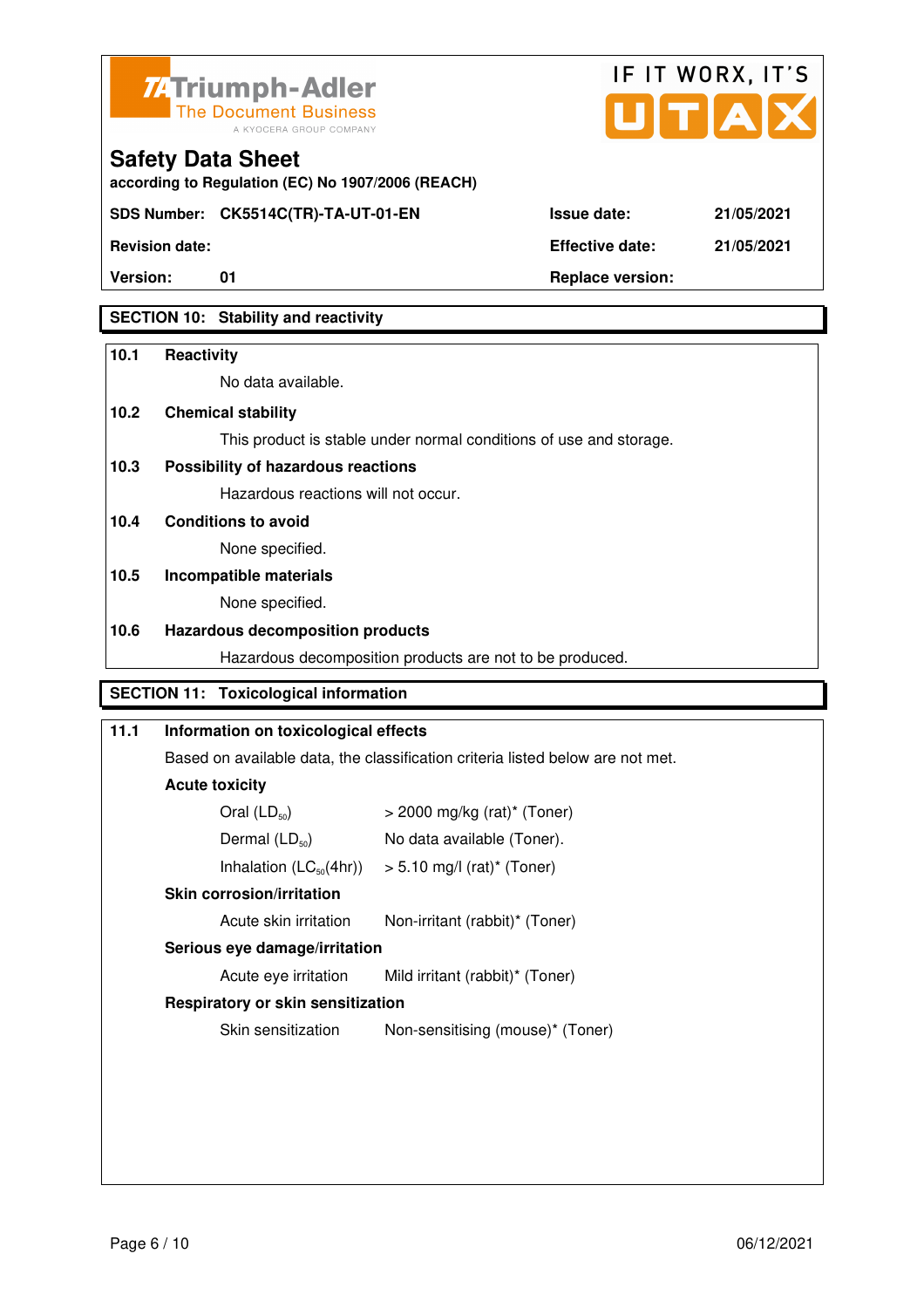## SECTION 10: Stability and reactivity

**10.1 Reactivity**

No data available.

**10.2 Chemical stability**

This product is stable under normal conditions of use and storage.

**10.3 Possibility of hazardous reactions**

Hazardous reactions will not occur.

**10.4 Conditions to avoid**

None specified.

**10.5 Incompatible materials**

None specified.

**10.6 Hazardous decomposition products**

Hazardous decomposition products are not to be produced.

## SECTION 11: Toxicological information

**11.1 Information on toxicological effects**

Based on available data, the classification criteria listed below are not met.

**Acute toxicity**

| | |
|---|---|
| Oral ($LD_{50}$) | > 2000 mg/kg (rat)* (Toner) |
| Dermal ($LD_{50}$) | No data available (Toner). |
| Inhalation ($LC_{50}$(4hr)) | > 5.10 mg/l (rat)* (Toner) |

**Skin corrosion/irritation**

| | |
|---|---|
| Acute skin irritation | Non-irritant (rabbit)* (Toner) |

**Serious eye damage/irritation**

| | |
|---|---|
| Acute eye irritation | Mild irritant (rabbit)* (Toner) |

**Respiratory or skin sensitization**

| | |
|---|---|
| Skin sensitization | Non-sensitising (mouse)* (Toner) |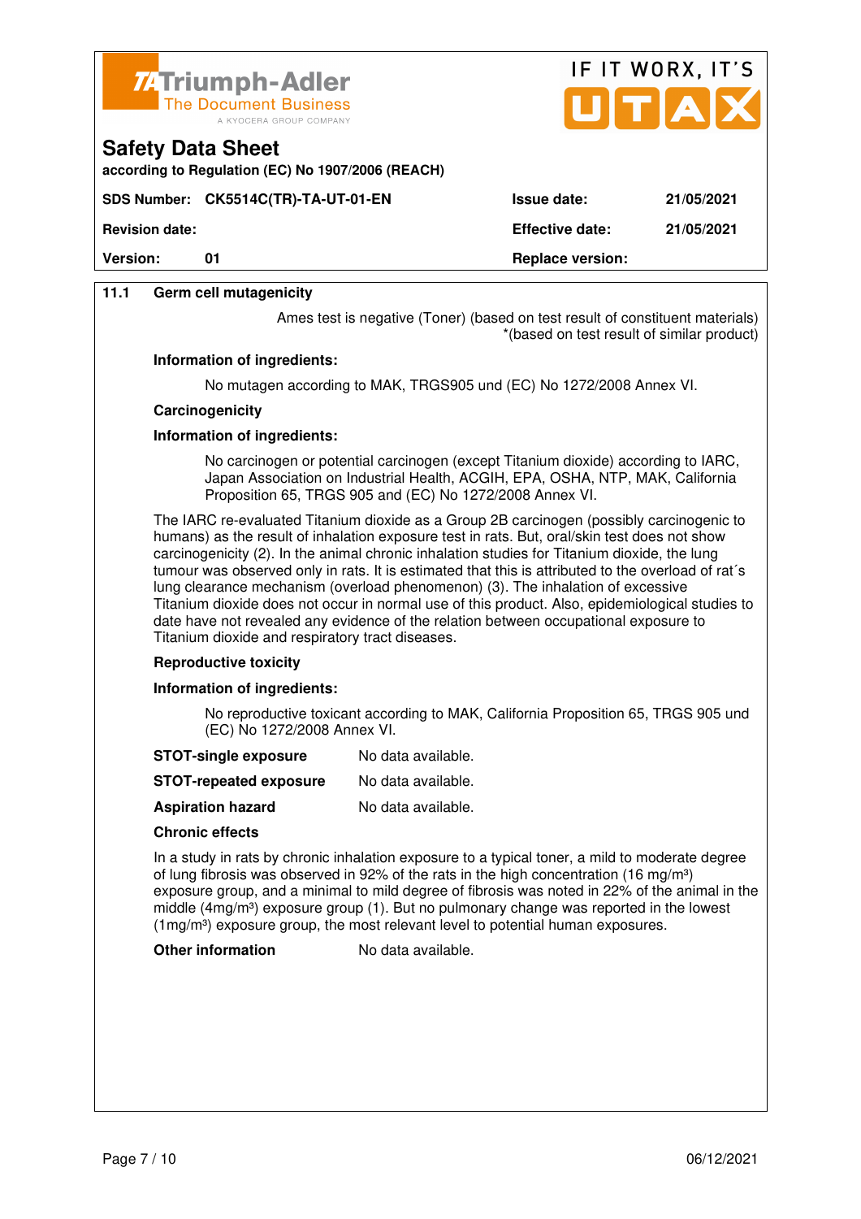## 11.1 Germ cell mutagenicity

Ames test is negative (Toner) (based on test result of constituent materials) *(based on test result of similar product)

**Information of ingredients:**

No mutagen according to MAK, TRGS905 und (EC) No 1272/2008 Annex VI.

**Carcinogenicity**

**Information of ingredients:**

No carcinogen or potential carcinogen (except Titanium dioxide) according to IARC, Japan Association on Industrial Health, ACGIH, EPA, OSHA, NTP, MAK, California Proposition 65, TRGS 905 and (EC) No 1272/2008 Annex VI.

The IARC re-evaluated Titanium dioxide as a Group 2B carcinogen (possibly carcinogenic to humans) as the result of inhalation exposure test in rats. But, oral/skin test does not show carcinogenicity (2). In the animal chronic inhalation studies for Titanium dioxide, the lung tumour was observed only in rats. It is estimated that this is attributed to the overload of rat´s lung clearance mechanism (overload phenomenon) (3). The inhalation of excessive Titanium dioxide does not occur in normal use of this product. Also, epidemiological studies to date have not revealed any evidence of the relation between occupational exposure to Titanium dioxide and respiratory tract diseases.

**Reproductive toxicity**

**Information of ingredients:**

No reproductive toxicant according to MAK, California Proposition 65, TRGS 905 und (EC) No 1272/2008 Annex VI.

**STOT-single exposure** No data available.

**STOT-repeated exposure** No data available.

**Aspiration hazard** No data available.

**Chronic effects**

In a study in rats by chronic inhalation exposure to a typical toner, a mild to moderate degree of lung fibrosis was observed in 92% of the rats in the high concentration (16 mg/m³) exposure group, and a minimal to mild degree of fibrosis was noted in 22% of the animal in the middle (4mg/m³) exposure group (1). But no pulmonary change was reported in the lowest (1mg/m³) exposure group, the most relevant level to potential human exposures.

**Other information** No data available.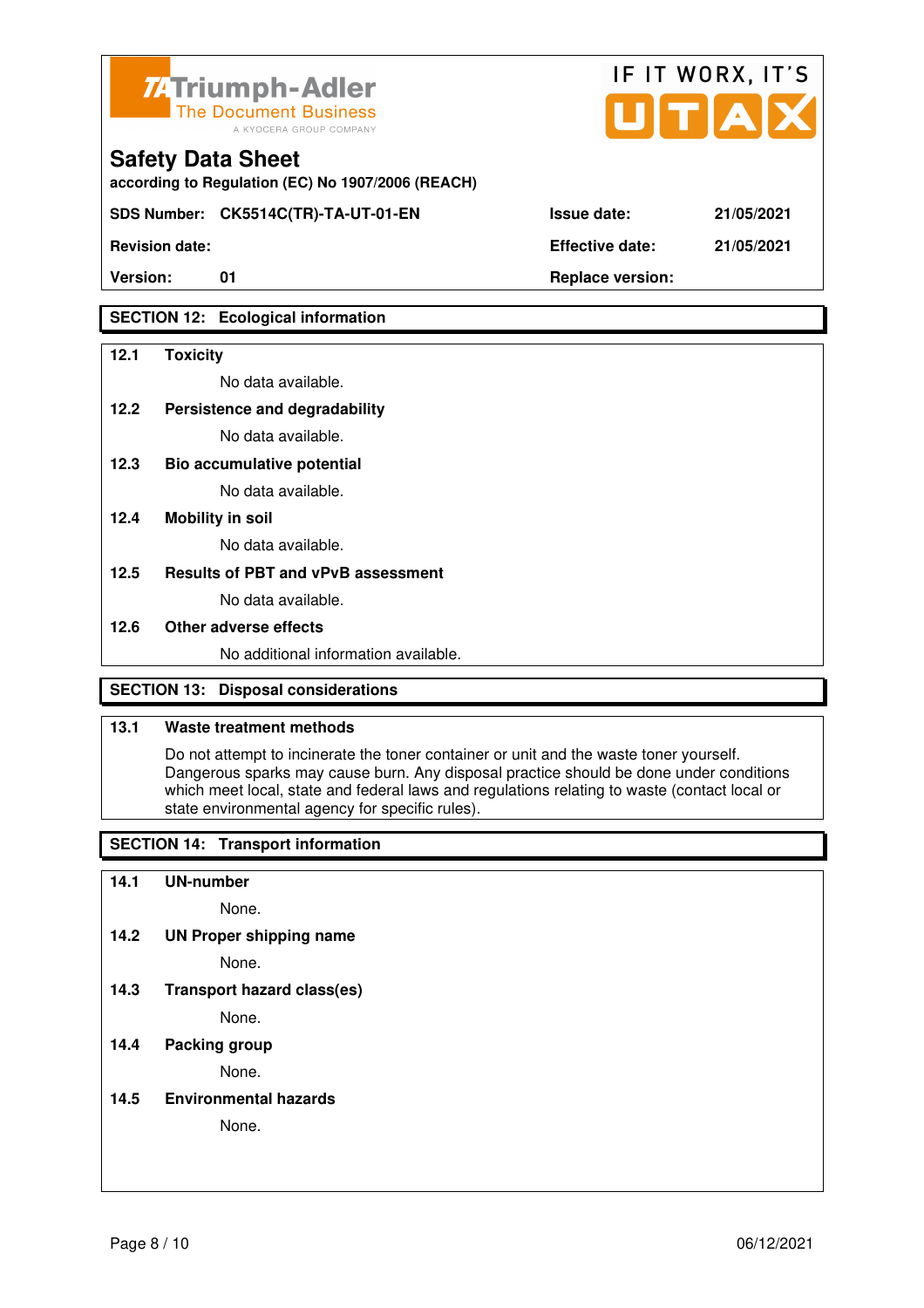# Safety Data Sheet

according to Regulation (EC) No 1907/2006 (REACH)

| SDS Number: CK5514C(TR)-TA-UT-01-EN | Issue date: | 21/05/2021 |
|---|---|---|
| Revision date: | Effective date: | 21/05/2021 |
| Version: 01 | Replace version: | |

## SECTION 12: Ecological information

**12.1 Toxicity**

No data available.

**12.2 Persistence and degradability**

No data available.

**12.3 Bio accumulative potential**

No data available.

**12.4 Mobility in soil**

No data available.

**12.5 Results of PBT and vPvB assessment**

No data available.

**12.6 Other adverse effects**

No additional information available.

## SECTION 13: Disposal considerations

**13.1 Waste treatment methods**

Do not attempt to incinerate the toner container or unit and the waste toner yourself. Dangerous sparks may cause burn. Any disposal practice should be done under conditions which meet local, state and federal laws and regulations relating to waste (contact local or state environmental agency for specific rules).

## SECTION 14: Transport information

**14.1 UN-number**

None.

**14.2 UN Proper shipping name**

None.

**14.3 Transport hazard class(es)**

None.

**14.4 Packing group**

None.

**14.5 Environmental hazards**

None.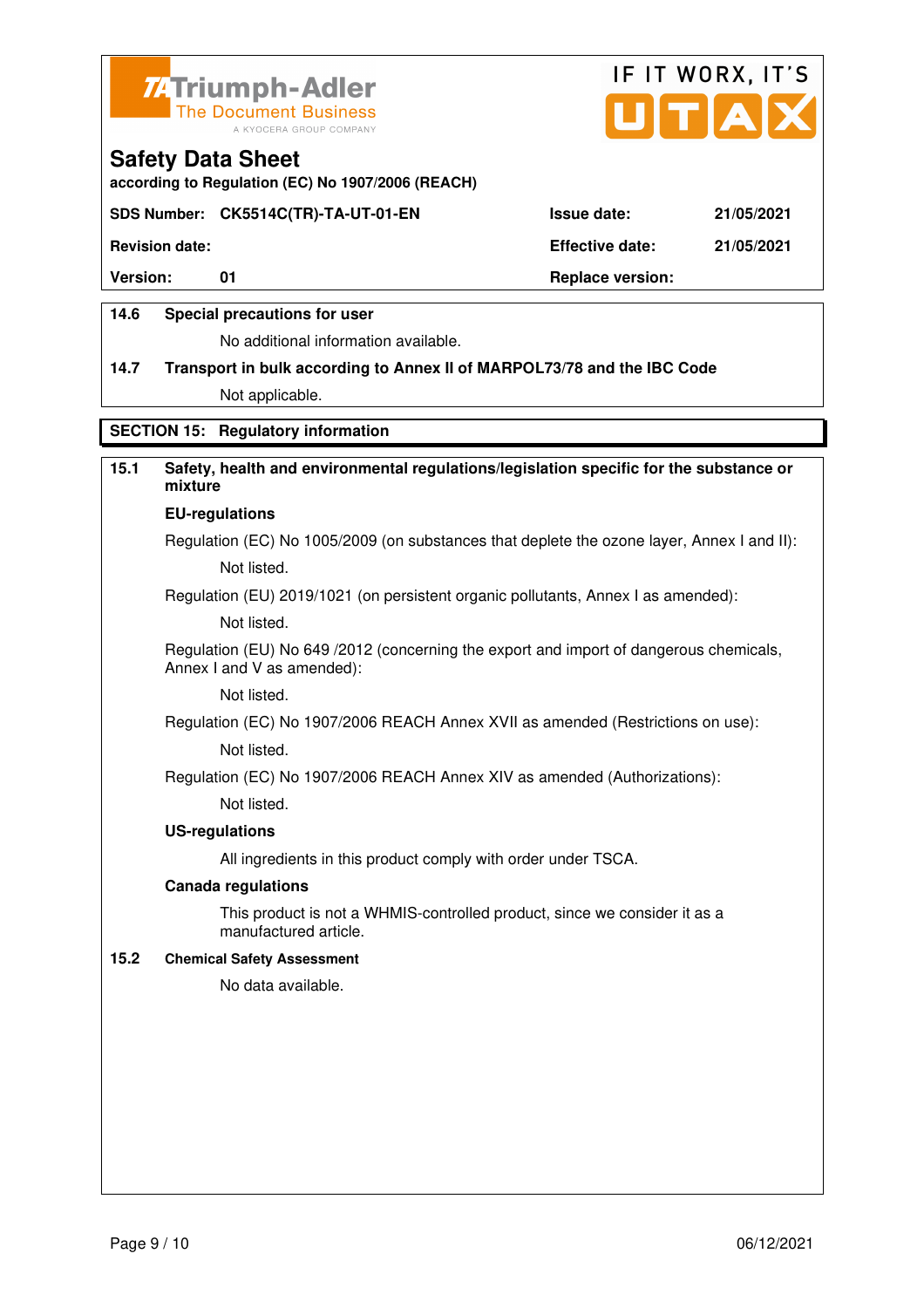# Safety Data Sheet

according to Regulation (EC) No 1907/2006 (REACH)

| SDS Number: CK5514C(TR)-TA-UT-01-EN | | Issue date: | 21/05/2021 |
|---|---|---|---|
| Revision date: | | Effective date: | 21/05/2021 |
| Version: | 01 | Replace version: | |

**14.6 Special precautions for user**

No additional information available.

**14.7 Transport in bulk according to Annex II of MARPOL73/78 and the IBC Code**

Not applicable.

## SECTION 15: Regulatory information

**15.1 Safety, health and environmental regulations/legislation specific for the substance or mixture**

**EU-regulations**

Regulation (EC) No 1005/2009 (on substances that deplete the ozone layer, Annex I and II):

Not listed.

Regulation (EU) 2019/1021 (on persistent organic pollutants, Annex I as amended):

Not listed.

Regulation (EU) No 649 /2012 (concerning the export and import of dangerous chemicals, Annex I and V as amended):

Not listed.

Regulation (EC) No 1907/2006 REACH Annex XVII as amended (Restrictions on use):

Not listed.

Regulation (EC) No 1907/2006 REACH Annex XIV as amended (Authorizations):

Not listed.

**US-regulations**

All ingredients in this product comply with order under TSCA.

**Canada regulations**

This product is not a WHMIS-controlled product, since we consider it as a manufactured article.

**15.2 Chemical Safety Assessment**

No data available.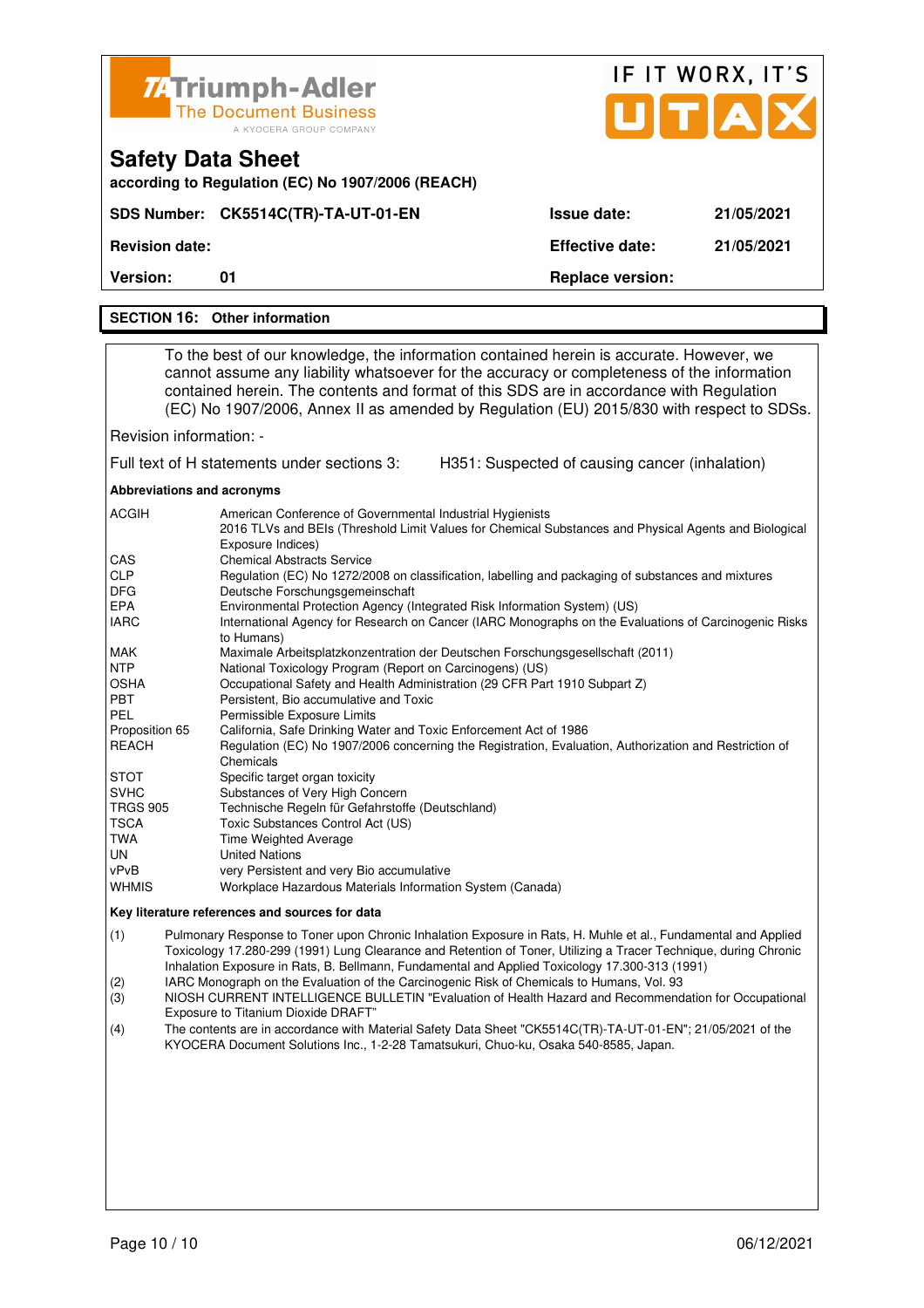## SECTION 16: Other information

To the best of our knowledge, the information contained herein is accurate. However, we cannot assume any liability whatsoever for the accuracy or completeness of the information contained herein. The contents and format of this SDS are in accordance with Regulation (EC) No 1907/2006, Annex II as amended by Regulation (EU) 2015/830 with respect to SDSs.

Revision information: -

Full text of H statements under sections 3: H351: Suspected of causing cancer (inhalation)

**Abbreviations and acronyms**

| | |
|---|---|
| ACGIH | American Conference of Governmental Industrial Hygienists<br>2016 TLVs and BEIs (Threshold Limit Values for Chemical Substances and Physical Agents and Biological Exposure Indices) |
| CAS | Chemical Abstracts Service |
| CLP | Regulation (EC) No 1272/2008 on classification, labelling and packaging of substances and mixtures |
| DFG | Deutsche Forschungsgemeinschaft |
| EPA | Environmental Protection Agency (Integrated Risk Information System) (US) |
| IARC | International Agency for Research on Cancer (IARC Monographs on the Evaluations of Carcinogenic Risks to Humans) |
| MAK | Maximale Arbeitsplatzkonzentration der Deutschen Forschungsgesellschaft (2011) |
| NTP | National Toxicology Program (Report on Carcinogens) (US) |
| OSHA | Occupational Safety and Health Administration (29 CFR Part 1910 Subpart Z) |
| PBT | Persistent, Bio accumulative and Toxic |
| PEL | Permissible Exposure Limits |
| Proposition 65 | California, Safe Drinking Water and Toxic Enforcement Act of 1986 |
| REACH | Regulation (EC) No 1907/2006 concerning the Registration, Evaluation, Authorization and Restriction of Chemicals |
| STOT | Specific target organ toxicity |
| SVHC | Substances of Very High Concern |
| TRGS 905 | Technische Regeln für Gefahrstoffe (Deutschland) |
| TSCA | Toxic Substances Control Act (US) |
| TWA | Time Weighted Average |
| UN | United Nations |
| vPvB | very Persistent and very Bio accumulative |
| WHMIS | Workplace Hazardous Materials Information System (Canada) |

**Key literature references and sources for data**

(1) Pulmonary Response to Toner upon Chronic Inhalation Exposure in Rats, H. Muhle et al., Fundamental and Applied Toxicology 17.280-299 (1991) Lung Clearance and Retention of Toner, Utilizing a Tracer Technique, during Chronic Inhalation Exposure in Rats, B. Bellmann, Fundamental and Applied Toxicology 17.300-313 (1991)

(2) IARC Monograph on the Evaluation of the Carcinogenic Risk of Chemicals to Humans, Vol. 93

(3) NIOSH CURRENT INTELLIGENCE BULLETIN "Evaluation of Health Hazard and Recommendation for Occupational Exposure to Titanium Dioxide DRAFT"

(4) The contents are in accordance with Material Safety Data Sheet "CK5514C(TR)-TA-UT-01-EN"; 21/05/2021 of the KYOCERA Document Solutions Inc., 1-2-28 Tamatsukuri, Chuo-ku, Osaka 540-8585, Japan.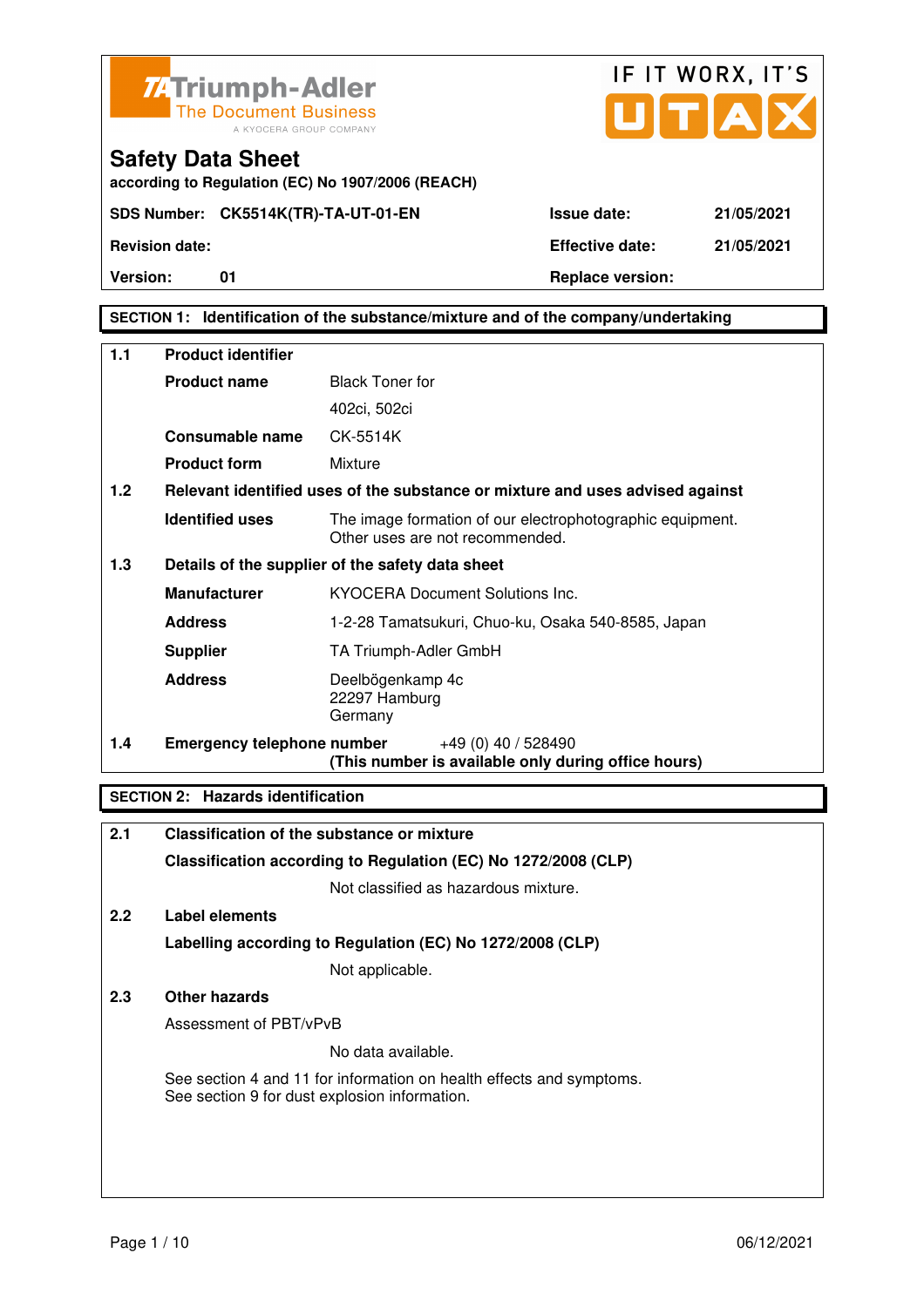**TA Triumph-Adler** The Document Business — A KYOCERA GROUP COMPANY

IF IT WORX, IT'S UTAX

# Safety Data Sheet

**according to Regulation (EC) No 1907/2006 (REACH)**

| **SDS Number:** | **CK5514K(TR)-TA-UT-01-EN** | **Issue date:** | **21/05/2021** |
|---|---|---|---|
| **Revision date:** | | **Effective date:** | **21/05/2021** |
| **Version:** | **01** | **Replace version:** | |

## SECTION 1: Identification of the substance/mixture and of the company/undertaking

### 1.1 Product identifier

| | |
|---|---|
| **Product name** | Black Toner for 402ci, 502ci |
| **Consumable name** | CK-5514K |
| **Product form** | Mixture |

### 1.2 Relevant identified uses of the substance or mixture and uses advised against

| | |
|---|---|
| **Identified uses** | The image formation of our electrophotographic equipment. Other uses are not recommended. |

### 1.3 Details of the supplier of the safety data sheet

| | |
|---|---|
| **Manufacturer** | KYOCERA Document Solutions Inc. |
| **Address** | 1-2-28 Tamatsukuri, Chuo-ku, Osaka 540-8585, Japan |
| **Supplier** | TA Triumph-Adler GmbH |
| **Address** | Deelbögenkamp 4c<br>22297 Hamburg<br>Germany |

### 1.4 Emergency telephone number

+49 (0) 40 / 528490
**(This number is available only during office hours)**

## SECTION 2: Hazards identification

### 2.1 Classification of the substance or mixture

**Classification according to Regulation (EC) No 1272/2008 (CLP)**

Not classified as hazardous mixture.

### 2.2 Label elements

**Labelling according to Regulation (EC) No 1272/2008 (CLP)**

Not applicable.

### 2.3 Other hazards

Assessment of PBT/vPvB

No data available.

See section 4 and 11 for information on health effects and symptoms.
See section 9 for dust explosion information.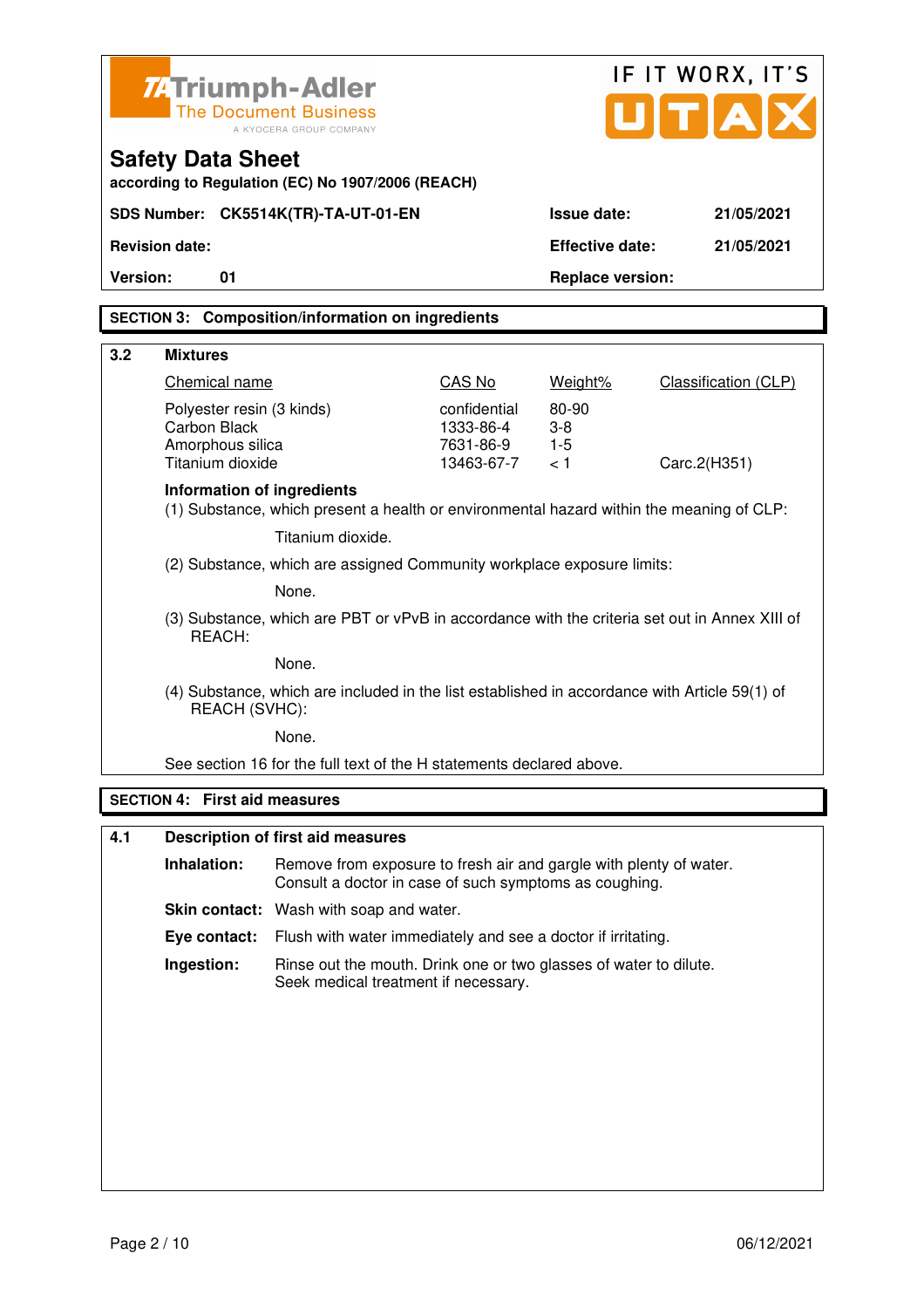Triumph-Adler
The Document Business
A KYOCERA GROUP COMPANY

IF IT WORX, IT'S UTAX

# Safety Data Sheet

according to Regulation (EC) No 1907/2006 (REACH)

| SDS Number: CK5514K(TR)-TA-UT-01-EN | Issue date: | 21/05/2021 |
|---|---|---|
| Revision date: | Effective date: | 21/05/2021 |
| Version: 01 | Replace version: | |

## SECTION 3: Composition/information on ingredients

### 3.2 Mixtures

| Chemical name | CAS No | Weight% | Classification (CLP) |
|---|---|---|---|
| Polyester resin (3 kinds) | confidential | 80-90 | |
| Carbon Black | 1333-86-4 | 3-8 | |
| Amorphous silica | 7631-86-9 | 1-5 | |
| Titanium dioxide | 13463-67-7 | < 1 | Carc.2(H351) |

**Information of ingredients**

(1) Substance, which present a health or environmental hazard within the meaning of CLP:

Titanium dioxide.

(2) Substance, which are assigned Community workplace exposure limits:

None.

(3) Substance, which are PBT or vPvB in accordance with the criteria set out in Annex XIII of REACH:

None.

(4) Substance, which are included in the list established in accordance with Article 59(1) of REACH (SVHC):

None.

See section 16 for the full text of the H statements declared above.

## SECTION 4: First aid measures

### 4.1 Description of first aid measures

**Inhalation:** Remove from exposure to fresh air and gargle with plenty of water. Consult a doctor in case of such symptoms as coughing.

**Skin contact:** Wash with soap and water.

**Eye contact:** Flush with water immediately and see a doctor if irritating.

**Ingestion:** Rinse out the mouth. Drink one or two glasses of water to dilute. Seek medical treatment if necessary.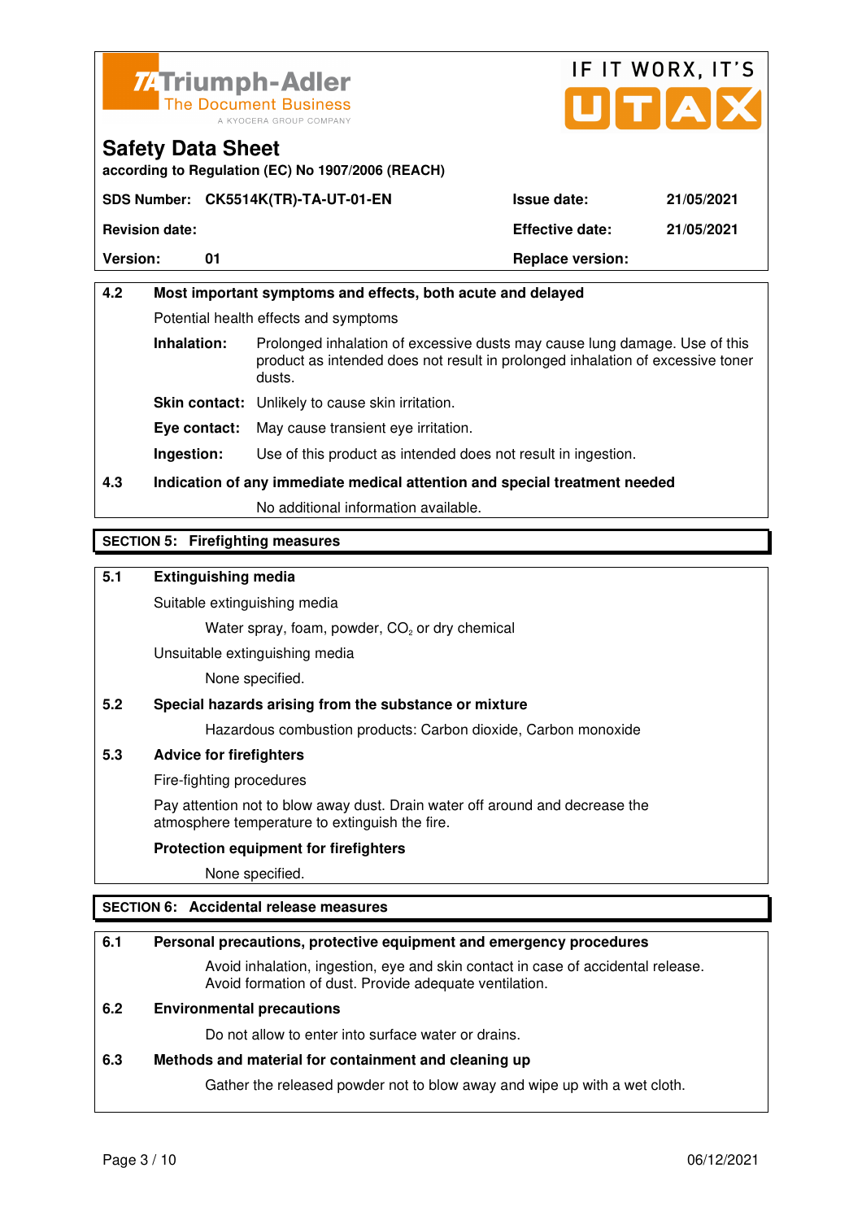**4.2 Most important symptoms and effects, both acute and delayed**

Potential health effects and symptoms

**Inhalation:** Prolonged inhalation of excessive dusts may cause lung damage. Use of this product as intended does not result in prolonged inhalation of excessive toner dusts.

**Skin contact:** Unlikely to cause skin irritation.

**Eye contact:** May cause transient eye irritation.

**Ingestion:** Use of this product as intended does not result in ingestion.

**4.3 Indication of any immediate medical attention and special treatment needed**

No additional information available.

## SECTION 5: Firefighting measures

**5.1 Extinguishing media**

Suitable extinguishing media

Water spray, foam, powder, $CO_2$ or dry chemical

Unsuitable extinguishing media

None specified.

**5.2 Special hazards arising from the substance or mixture**

Hazardous combustion products: Carbon dioxide, Carbon monoxide

**5.3 Advice for firefighters**

Fire-fighting procedures

Pay attention not to blow away dust. Drain water off around and decrease the atmosphere temperature to extinguish the fire.

**Protection equipment for firefighters**

None specified.

## SECTION 6: Accidental release measures

**6.1 Personal precautions, protective equipment and emergency procedures**

Avoid inhalation, ingestion, eye and skin contact in case of accidental release. Avoid formation of dust. Provide adequate ventilation.

**6.2 Environmental precautions**

Do not allow to enter into surface water or drains.

**6.3 Methods and material for containment and cleaning up**

Gather the released powder not to blow away and wipe up with a wet cloth.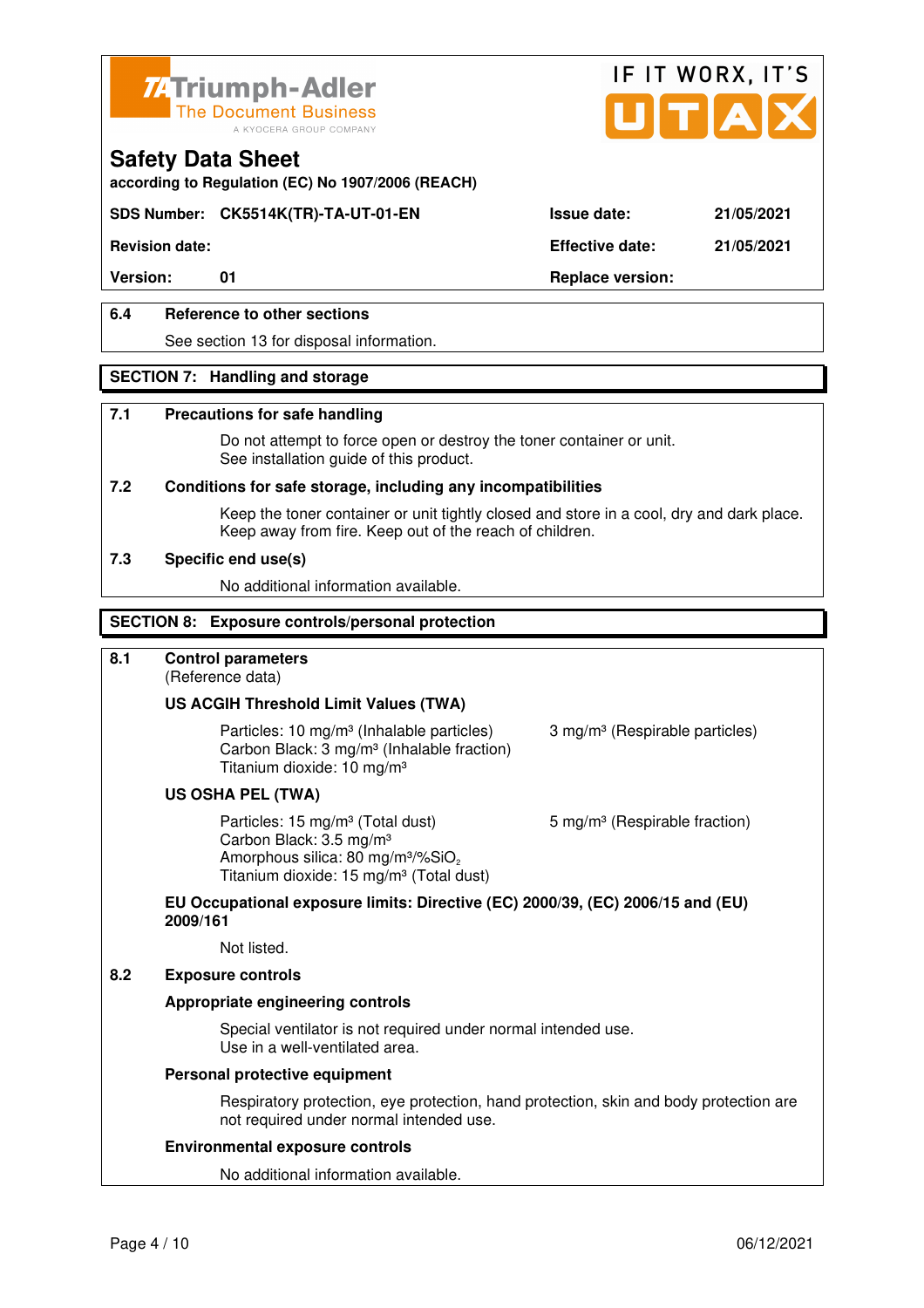### 6.4 Reference to other sections

See section 13 for disposal information.

## SECTION 7: Handling and storage

### 7.1 Precautions for safe handling

Do not attempt to force open or destroy the toner container or unit.
See installation guide of this product.

### 7.2 Conditions for safe storage, including any incompatibilities

Keep the toner container or unit tightly closed and store in a cool, dry and dark place.
Keep away from fire. Keep out of the reach of children.

### 7.3 Specific end use(s)

No additional information available.

## SECTION 8: Exposure controls/personal protection

### 8.1 Control parameters

(Reference data)

**US ACGIH Threshold Limit Values (TWA)**

Particles: 10 mg/m³ (Inhalable particles) — 3 mg/m³ (Respirable particles)
Carbon Black: 3 mg/m³ (Inhalable fraction)
Titanium dioxide: 10 mg/m³

**US OSHA PEL (TWA)**

Particles: 15 mg/m³ (Total dust) — 5 mg/m³ (Respirable fraction)
Carbon Black: 3.5 mg/m³
Amorphous silica: 80 mg/m³/%$SiO_2$
Titanium dioxide: 15 mg/m³ (Total dust)

**EU Occupational exposure limits: Directive (EC) 2000/39, (EC) 2006/15 and (EU) 2009/161**

Not listed.

### 8.2 Exposure controls

**Appropriate engineering controls**

Special ventilator is not required under normal intended use.
Use in a well-ventilated area.

**Personal protective equipment**

Respiratory protection, eye protection, hand protection, skin and body protection are not required under normal intended use.

**Environmental exposure controls**

No additional information available.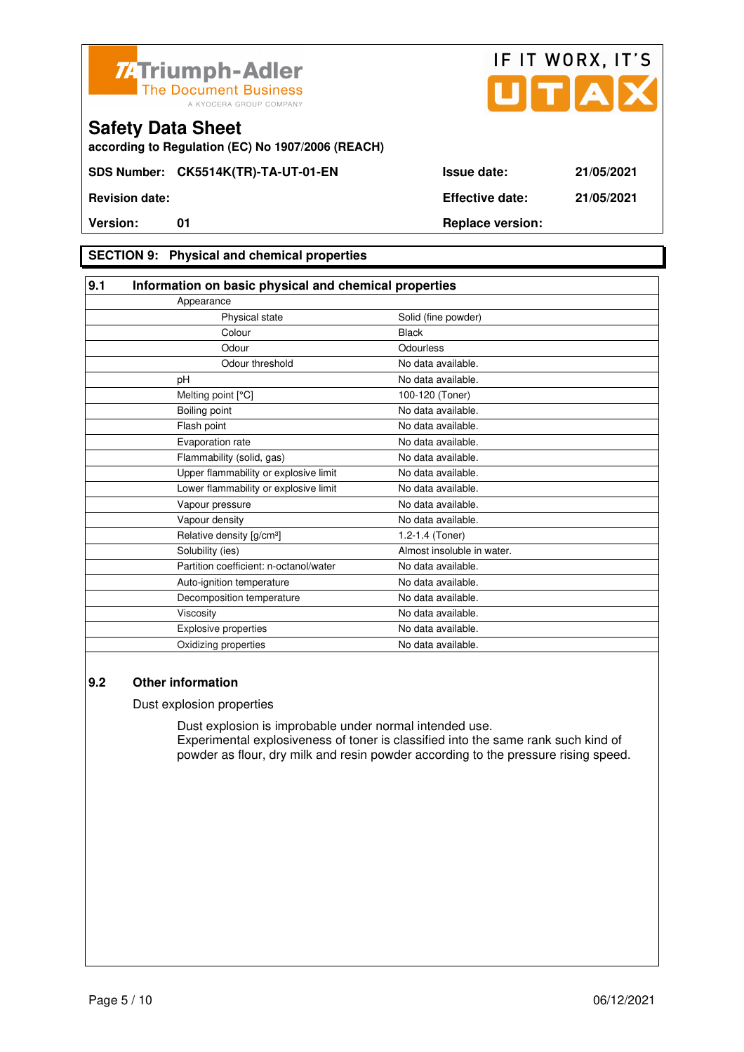Triumph-Adler
The Document Business
A KYOCERA GROUP COMPANY

IF IT WORX, IT'S UTAX

# Safety Data Sheet

**according to Regulation (EC) No 1907/2006 (REACH)**

| | | | |
|---|---|---|---|
| **SDS Number:** | **CK5514K(TR)-TA-UT-01-EN** | **Issue date:** | **21/05/2021** |
| **Revision date:** | | **Effective date:** | **21/05/2021** |
| **Version:** | **01** | **Replace version:** | |

## SECTION 9: Physical and chemical properties

### 9.1 Information on basic physical and chemical properties

| Property | Value |
|---|---|
| Appearance | |
| Physical state | Solid (fine powder) |
| Colour | Black |
| Odour | Odourless |
| Odour threshold | No data available. |
| pH | No data available. |
| Melting point [°C] | 100-120 (Toner) |
| Boiling point | No data available. |
| Flash point | No data available. |
| Evaporation rate | No data available. |
| Flammability (solid, gas) | No data available. |
| Upper flammability or explosive limit | No data available. |
| Lower flammability or explosive limit | No data available. |
| Vapour pressure | No data available. |
| Vapour density | No data available. |
| Relative density [g/cm³] | 1.2-1.4 (Toner) |
| Solubility (ies) | Almost insoluble in water. |
| Partition coefficient: n-octanol/water | No data available. |
| Auto-ignition temperature | No data available. |
| Decomposition temperature | No data available. |
| Viscosity | No data available. |
| Explosive properties | No data available. |
| Oxidizing properties | No data available. |

### 9.2 Other information

Dust explosion properties

Dust explosion is improbable under normal intended use.
Experimental explosiveness of toner is classified into the same rank such kind of powder as flour, dry milk and resin powder according to the pressure rising speed.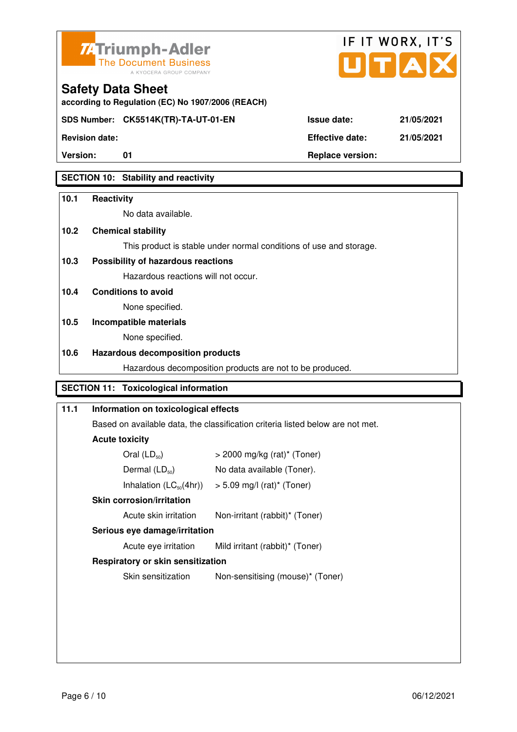# Safety Data Sheet

according to Regulation (EC) No 1907/2006 (REACH)

| SDS Number: | CK5514K(TR)-TA-UT-01-EN | Issue date: | 21/05/2021 |
|---|---|---|---|
| Revision date: | | Effective date: | 21/05/2021 |
| Version: | 01 | Replace version: | |

## SECTION 10: Stability and reactivity

**10.1 Reactivity**

No data available.

**10.2 Chemical stability**

This product is stable under normal conditions of use and storage.

**10.3 Possibility of hazardous reactions**

Hazardous reactions will not occur.

**10.4 Conditions to avoid**

None specified.

**10.5 Incompatible materials**

None specified.

**10.6 Hazardous decomposition products**

Hazardous decomposition products are not to be produced.

## SECTION 11: Toxicological information

**11.1 Information on toxicological effects**

Based on available data, the classification criteria listed below are not met.

**Acute toxicity**

| | |
|---|---|
| Oral ($LD_{50}$) | > 2000 mg/kg (rat)* (Toner) |
| Dermal ($LD_{50}$) | No data available (Toner). |
| Inhalation ($LC_{50}$(4hr)) | > 5.09 mg/l (rat)* (Toner) |

**Skin corrosion/irritation**

| | |
|---|---|
| Acute skin irritation | Non-irritant (rabbit)* (Toner) |

**Serious eye damage/irritation**

| | |
|---|---|
| Acute eye irritation | Mild irritant (rabbit)* (Toner) |

**Respiratory or skin sensitization**

| | |
|---|---|
| Skin sensitization | Non-sensitising (mouse)* (Toner) |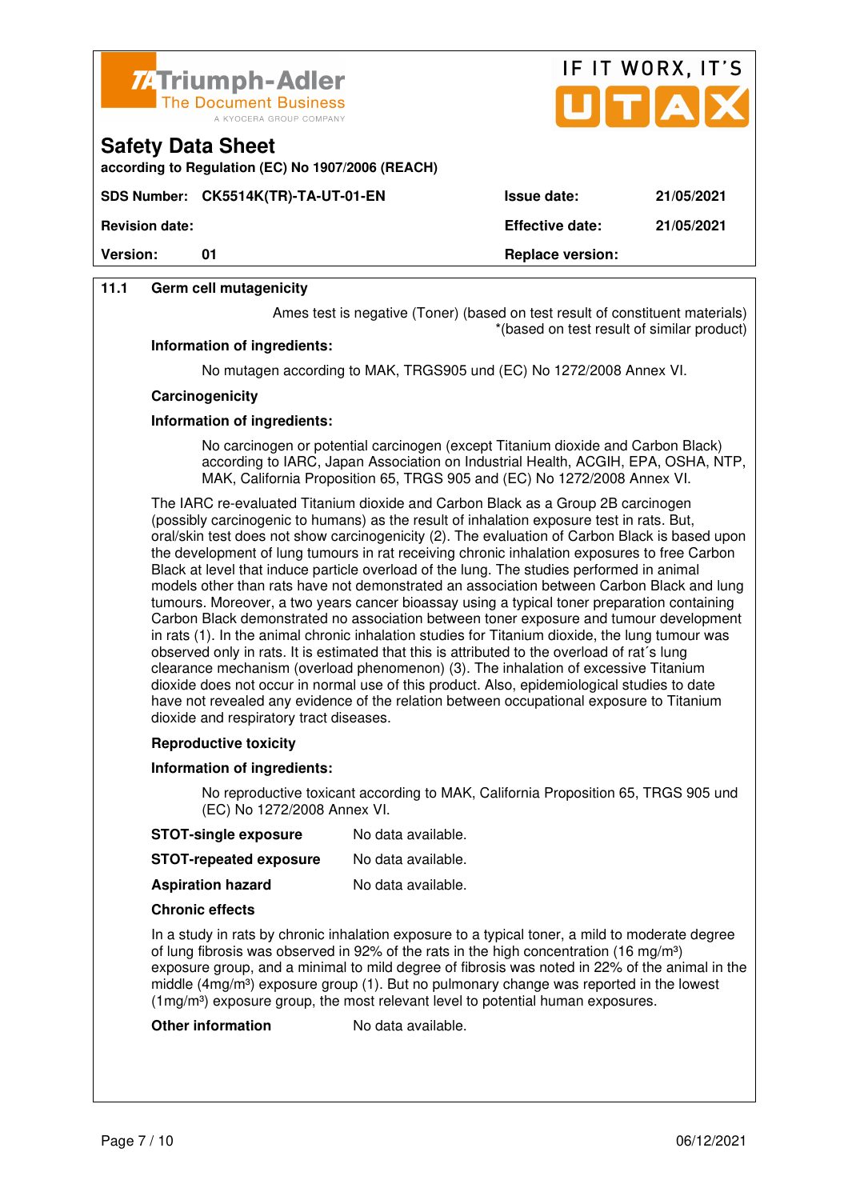# Safety Data Sheet

according to Regulation (EC) No 1907/2006 (REACH)

| SDS Number: CK5514K(TR)-TA-UT-01-EN | Issue date: | 21/05/2021 |
|---|---|---|
| Revision date: | Effective date: | 21/05/2021 |
| Version: 01 | Replace version: | |

## 11.1 Germ cell mutagenicity

Ames test is negative (Toner) (based on test result of constituent materials)
*(based on test result of similar product)

**Information of ingredients:**

No mutagen according to MAK, TRGS905 und (EC) No 1272/2008 Annex VI.

**Carcinogenicity**

**Information of ingredients:**

No carcinogen or potential carcinogen (except Titanium dioxide and Carbon Black) according to IARC, Japan Association on Industrial Health, ACGIH, EPA, OSHA, NTP, MAK, California Proposition 65, TRGS 905 and (EC) No 1272/2008 Annex VI.

The IARC re-evaluated Titanium dioxide and Carbon Black as a Group 2B carcinogen (possibly carcinogenic to humans) as the result of inhalation exposure test in rats. But, oral/skin test does not show carcinogenicity (2). The evaluation of Carbon Black is based upon the development of lung tumours in rat receiving chronic inhalation exposures to free Carbon Black at level that induce particle overload of the lung. The studies performed in animal models other than rats have not demonstrated an association between Carbon Black and lung tumours. Moreover, a two years cancer bioassay using a typical toner preparation containing Carbon Black demonstrated no association between toner exposure and tumour development in rats (1). In the animal chronic inhalation studies for Titanium dioxide, the lung tumour was observed only in rats. It is estimated that this is attributed to the overload of rat´s lung clearance mechanism (overload phenomenon) (3). The inhalation of excessive Titanium dioxide does not occur in normal use of this product. Also, epidemiological studies to date have not revealed any evidence of the relation between occupational exposure to Titanium dioxide and respiratory tract diseases.

**Reproductive toxicity**

**Information of ingredients:**

No reproductive toxicant according to MAK, California Proposition 65, TRGS 905 und (EC) No 1272/2008 Annex VI.

**STOT-single exposure** No data available.

**STOT-repeated exposure** No data available.

**Aspiration hazard** No data available.

**Chronic effects**

In a study in rats by chronic inhalation exposure to a typical toner, a mild to moderate degree of lung fibrosis was observed in 92% of the rats in the high concentration (16 mg/m³) exposure group, and a minimal to mild degree of fibrosis was noted in 22% of the animal in the middle (4mg/m³) exposure group (1). But no pulmonary change was reported in the lowest (1mg/m³) exposure group, the most relevant level to potential human exposures.

**Other information** No data available.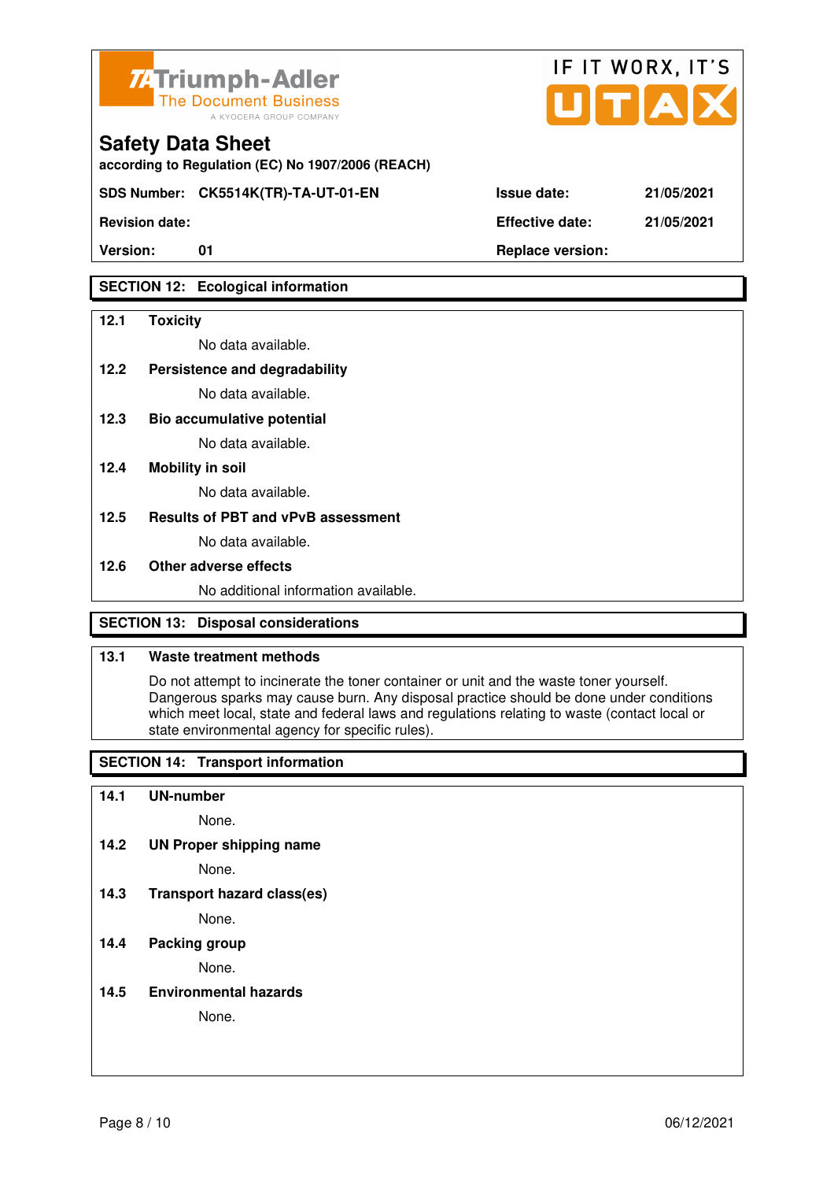## SECTION 12: Ecological information

**12.1 Toxicity**

No data available.

**12.2 Persistence and degradability**

No data available.

**12.3 Bio accumulative potential**

No data available.

**12.4 Mobility in soil**

No data available.

**12.5 Results of PBT and vPvB assessment**

No data available.

**12.6 Other adverse effects**

No additional information available.

## SECTION 13: Disposal considerations

**13.1 Waste treatment methods**

Do not attempt to incinerate the toner container or unit and the waste toner yourself. Dangerous sparks may cause burn. Any disposal practice should be done under conditions which meet local, state and federal laws and regulations relating to waste (contact local or state environmental agency for specific rules).

## SECTION 14: Transport information

**14.1 UN-number**

None.

**14.2 UN Proper shipping name**

None.

**14.3 Transport hazard class(es)**

None.

**14.4 Packing group**

None.

**14.5 Environmental hazards**

None.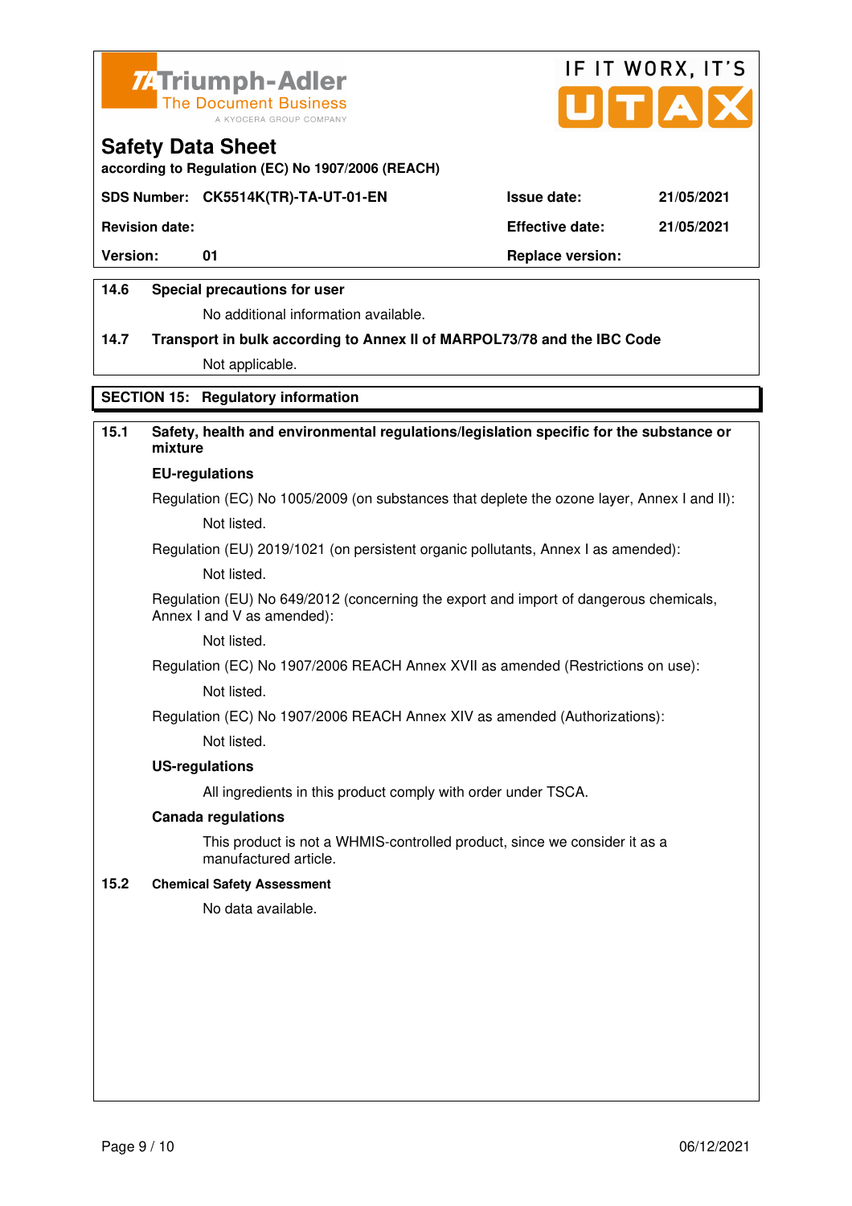| **14.6** | **Special precautions for user** |
|---|---|
| | No additional information available. |
| **14.7** | **Transport in bulk according to Annex II of MARPOL73/78 and the IBC Code** |
| | Not applicable. |

## SECTION 15: Regulatory information

**15.1 Safety, health and environmental regulations/legislation specific for the substance or mixture**

**EU-regulations**

Regulation (EC) No 1005/2009 (on substances that deplete the ozone layer, Annex I and II):

Not listed.

Regulation (EU) 2019/1021 (on persistent organic pollutants, Annex I as amended):

Not listed.

Regulation (EU) No 649/2012 (concerning the export and import of dangerous chemicals, Annex I and V as amended):

Not listed.

Regulation (EC) No 1907/2006 REACH Annex XVII as amended (Restrictions on use):

Not listed.

Regulation (EC) No 1907/2006 REACH Annex XIV as amended (Authorizations):

Not listed.

**US-regulations**

All ingredients in this product comply with order under TSCA.

**Canada regulations**

This product is not a WHMIS-controlled product, since we consider it as a manufactured article.

**15.2 Chemical Safety Assessment**

No data available.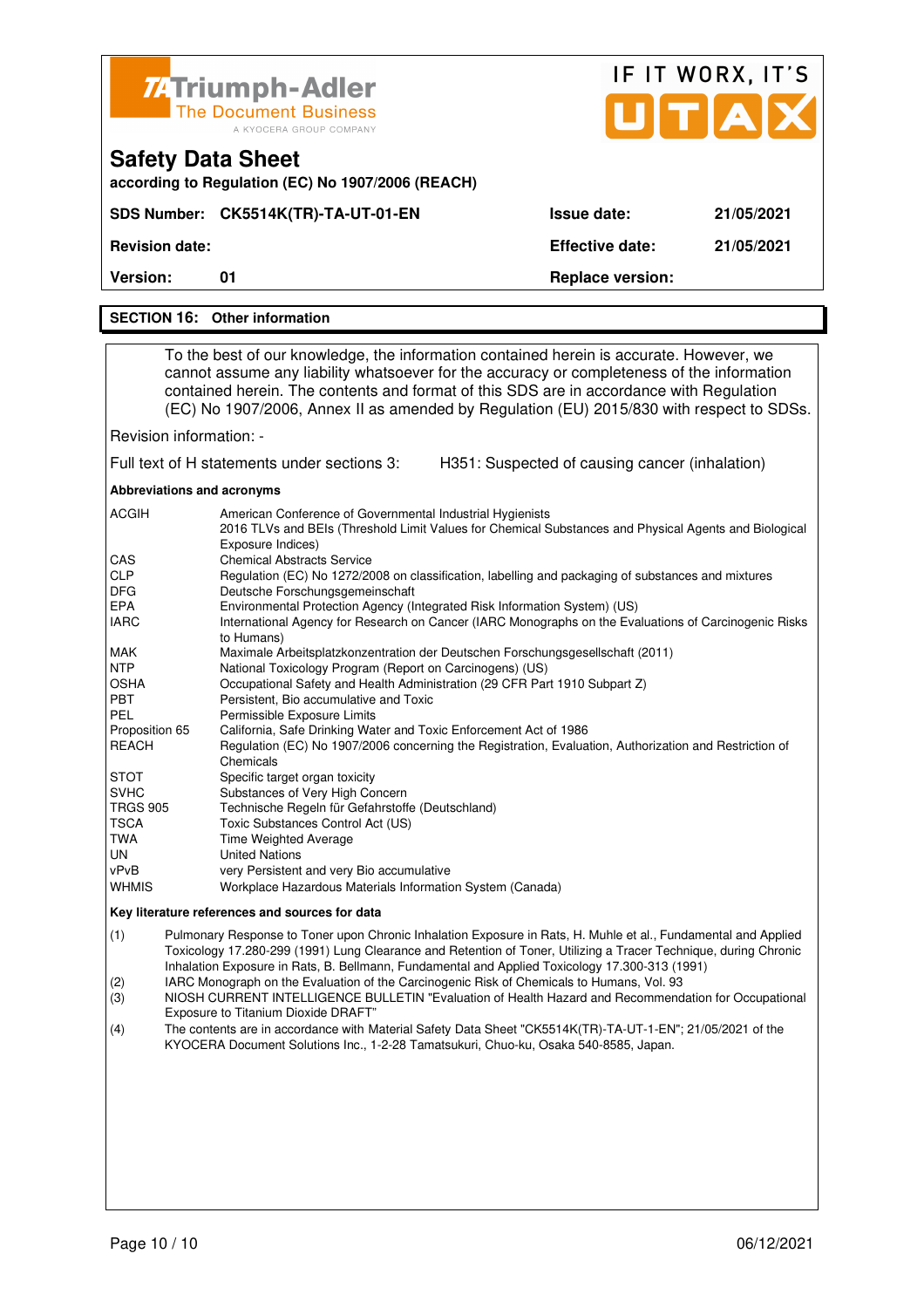# Safety Data Sheet

**according to Regulation (EC) No 1907/2006 (REACH)**

| | | | |
|---|---|---|---|
| **SDS Number:** | **CK5514K(TR)-TA-UT-01-EN** | **Issue date:** | **21/05/2021** |
| **Revision date:** | | **Effective date:** | **21/05/2021** |
| **Version:** | **01** | **Replace version:** | |

## SECTION 16: Other information

To the best of our knowledge, the information contained herein is accurate. However, we cannot assume any liability whatsoever for the accuracy or completeness of the information contained herein. The contents and format of this SDS are in accordance with Regulation (EC) No 1907/2006, Annex II as amended by Regulation (EU) 2015/830 with respect to SDSs.

Revision information: -

Full text of H statements under sections 3: H351: Suspected of causing cancer (inhalation)

**Abbreviations and acronyms**

| | |
|---|---|
| ACGIH | American Conference of Governmental Industrial Hygienists<br>2016 TLVs and BEIs (Threshold Limit Values for Chemical Substances and Physical Agents and Biological Exposure Indices) |
| CAS | Chemical Abstracts Service |
| CLP | Regulation (EC) No 1272/2008 on classification, labelling and packaging of substances and mixtures |
| DFG | Deutsche Forschungsgemeinschaft |
| EPA | Environmental Protection Agency (Integrated Risk Information System) (US) |
| IARC | International Agency for Research on Cancer (IARC Monographs on the Evaluations of Carcinogenic Risks to Humans) |
| MAK | Maximale Arbeitsplatzkonzentration der Deutschen Forschungsgesellschaft (2011) |
| NTP | National Toxicology Program (Report on Carcinogens) (US) |
| OSHA | Occupational Safety and Health Administration (29 CFR Part 1910 Subpart Z) |
| PBT | Persistent, Bio accumulative and Toxic |
| PEL | Permissible Exposure Limits |
| Proposition 65 | California, Safe Drinking Water and Toxic Enforcement Act of 1986 |
| REACH | Regulation (EC) No 1907/2006 concerning the Registration, Evaluation, Authorization and Restriction of Chemicals |
| STOT | Specific target organ toxicity |
| SVHC | Substances of Very High Concern |
| TRGS 905 | Technische Regeln für Gefahrstoffe (Deutschland) |
| TSCA | Toxic Substances Control Act (US) |
| TWA | Time Weighted Average |
| UN | United Nations |
| vPvB | very Persistent and very Bio accumulative |
| WHMIS | Workplace Hazardous Materials Information System (Canada) |

**Key literature references and sources for data**

(1) Pulmonary Response to Toner upon Chronic Inhalation Exposure in Rats, H. Muhle et al., Fundamental and Applied Toxicology 17.280-299 (1991) Lung Clearance and Retention of Toner, Utilizing a Tracer Technique, during Chronic Inhalation Exposure in Rats, B. Bellmann, Fundamental and Applied Toxicology 17.300-313 (1991)

(2) IARC Monograph on the Evaluation of the Carcinogenic Risk of Chemicals to Humans, Vol. 93

(3) NIOSH CURRENT INTELLIGENCE BULLETIN "Evaluation of Health Hazard and Recommendation for Occupational Exposure to Titanium Dioxide DRAFT"

(4) The contents are in accordance with Material Safety Data Sheet "CK5514K(TR)-TA-UT-1-EN"; 21/05/2021 of the KYOCERA Document Solutions Inc., 1-2-28 Tamatsukuri, Chuo-ku, Osaka 540-8585, Japan.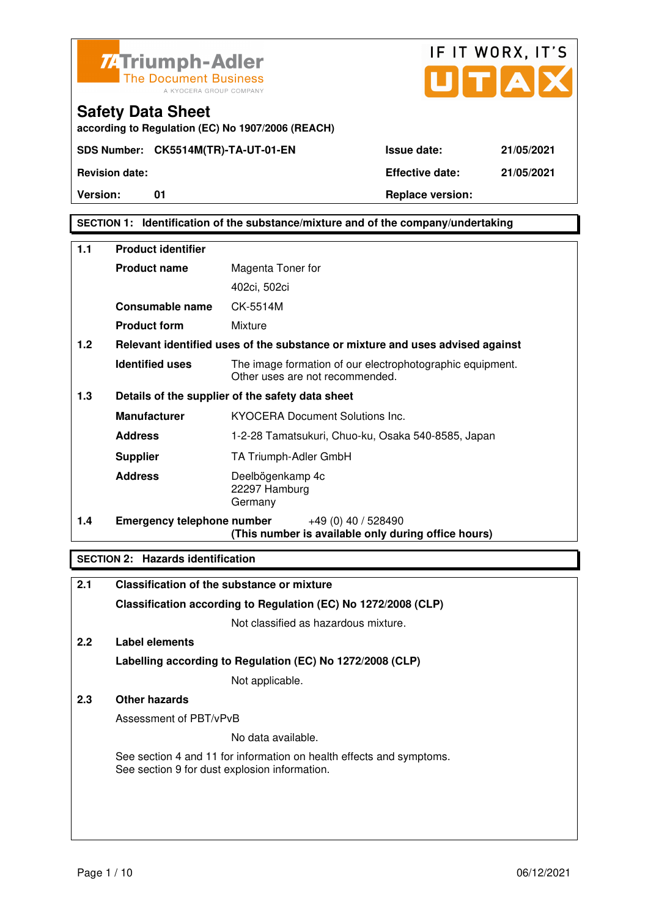Triumph-Adler
The Document Business
A KYOCERA GROUP COMPANY

IF IT WORX, IT'S UTAX

# Safety Data Sheet

**according to Regulation (EC) No 1907/2006 (REACH)**

| **SDS Number:** CK5514M(TR)-TA-UT-01-EN | **Issue date:** | 21/05/2021 |
|---|---|---|
| **Revision date:** | **Effective date:** | 21/05/2021 |
| **Version:** 01 | **Replace version:** | |

## SECTION 1: Identification of the substance/mixture and of the company/undertaking

**1.1 Product identifier**

| | |
|---|---|
| **Product name** | Magenta Toner for 402ci, 502ci |
| **Consumable name** | CK-5514M |
| **Product form** | Mixture |

**1.2 Relevant identified uses of the substance or mixture and uses advised against**

| | |
|---|---|
| **Identified uses** | The image formation of our electrophotographic equipment. Other uses are not recommended. |

**1.3 Details of the supplier of the safety data sheet**

| | |
|---|---|
| **Manufacturer** | KYOCERA Document Solutions Inc. |
| **Address** | 1-2-28 Tamatsukuri, Chuo-ku, Osaka 540-8585, Japan |
| **Supplier** | TA Triumph-Adler GmbH |
| **Address** | Deelbögenkamp 4c<br>22297 Hamburg<br>Germany |

**1.4 Emergency telephone number** +49 (0) 40 / 528490
**(This number is available only during office hours)**

## SECTION 2: Hazards identification

**2.1 Classification of the substance or mixture**

**Classification according to Regulation (EC) No 1272/2008 (CLP)**

Not classified as hazardous mixture.

**2.2 Label elements**

**Labelling according to Regulation (EC) No 1272/2008 (CLP)**

Not applicable.

**2.3 Other hazards**

Assessment of PBT/vPvB

No data available.

See section 4 and 11 for information on health effects and symptoms.
See section 9 for dust explosion information.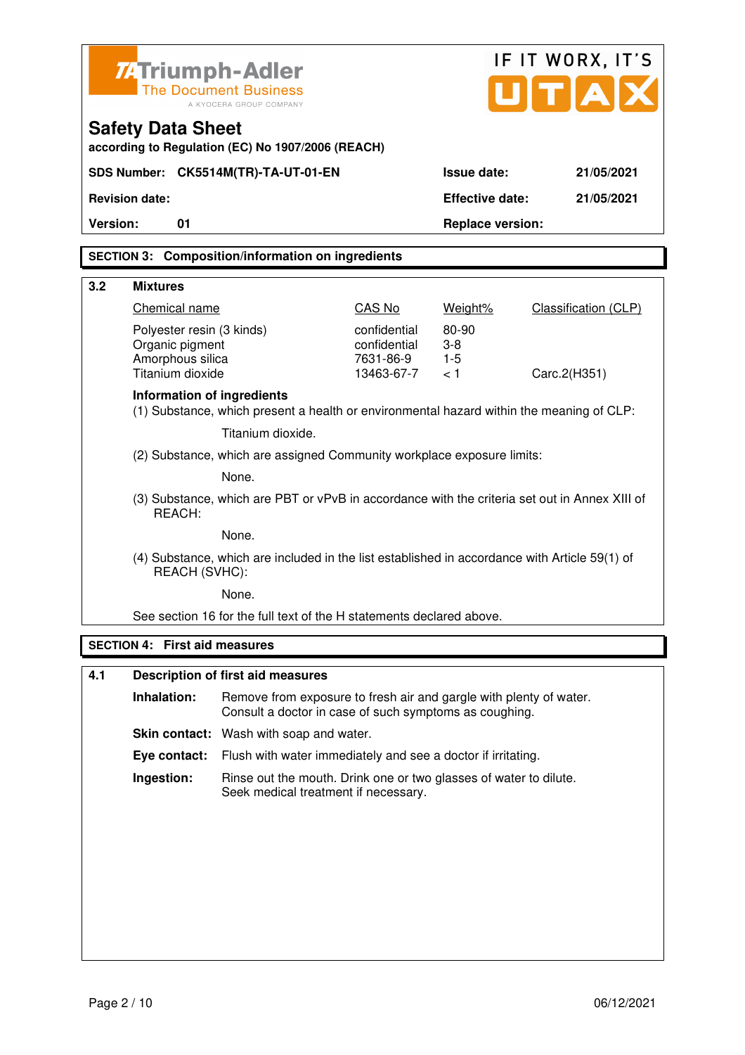## SECTION 3: Composition/information on ingredients

### 3.2 Mixtures

| Chemical name | CAS No | Weight% | Classification (CLP) |
|---|---|---|---|
| Polyester resin (3 kinds) | confidential | 80-90 | |
| Organic pigment | confidential | 3-8 | |
| Amorphous silica | 7631-86-9 | 1-5 | |
| Titanium dioxide | 13463-67-7 | < 1 | Carc.2(H351) |

**Information of ingredients**

(1) Substance, which present a health or environmental hazard within the meaning of CLP:

Titanium dioxide.

(2) Substance, which are assigned Community workplace exposure limits:

None.

(3) Substance, which are PBT or vPvB in accordance with the criteria set out in Annex XIII of REACH:

None.

(4) Substance, which are included in the list established in accordance with Article 59(1) of REACH (SVHC):

None.

See section 16 for the full text of the H statements declared above.

## SECTION 4: First aid measures

### 4.1 Description of first aid measures

**Inhalation:** Remove from exposure to fresh air and gargle with plenty of water. Consult a doctor in case of such symptoms as coughing.

**Skin contact:** Wash with soap and water.

**Eye contact:** Flush with water immediately and see a doctor if irritating.

**Ingestion:** Rinse out the mouth. Drink one or two glasses of water to dilute. Seek medical treatment if necessary.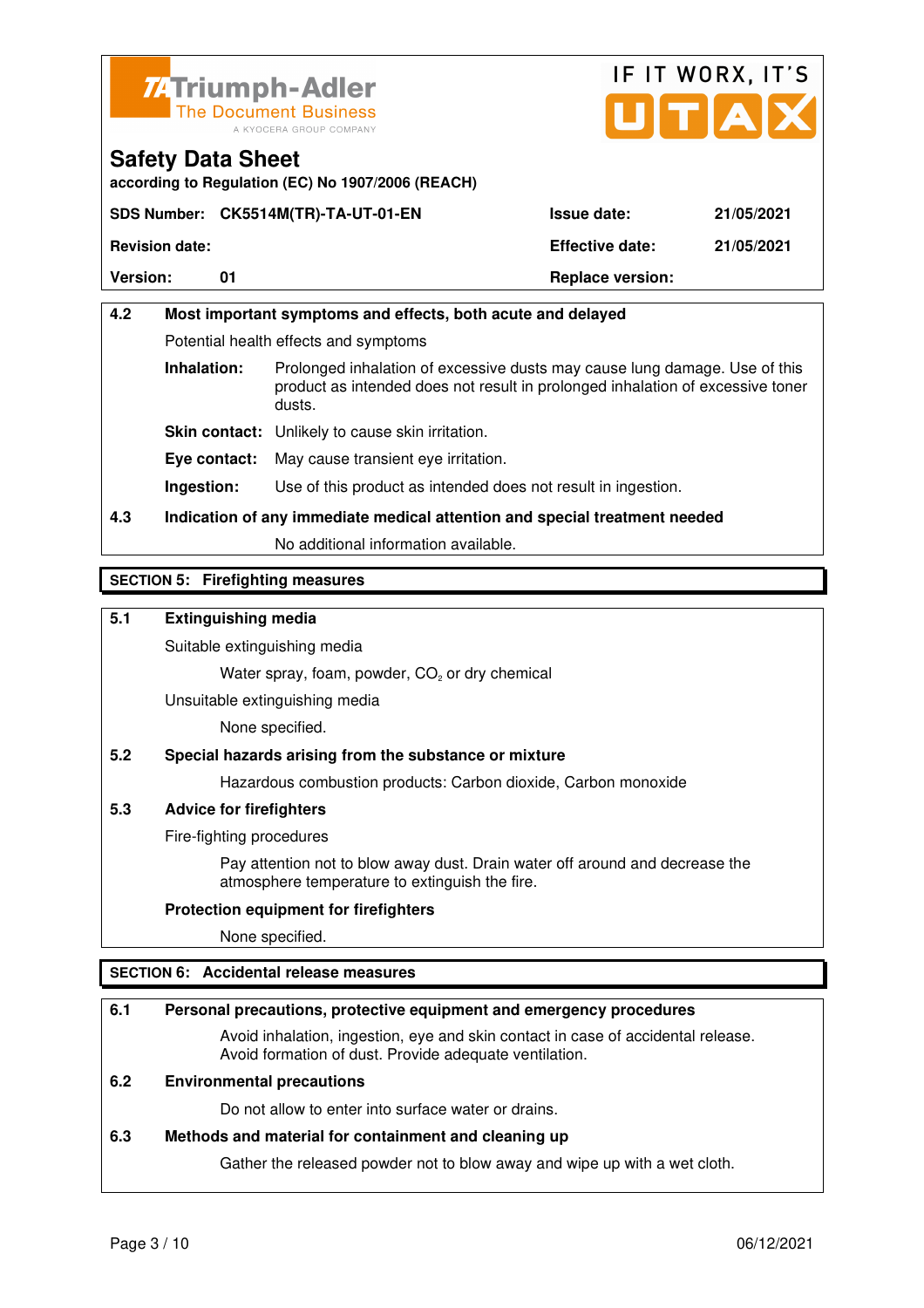| | | | |
|---|---|---|---|
| SDS Number: | CK5514M(TR)-TA-UT-01-EN | Issue date: | 21/05/2021 |
| Revision date: | | Effective date: | 21/05/2021 |
| Version: | 01 | Replace version: | |

### 4.2 Most important symptoms and effects, both acute and delayed

Potential health effects and symptoms

**Inhalation:** Prolonged inhalation of excessive dusts may cause lung damage. Use of this product as intended does not result in prolonged inhalation of excessive toner dusts.

**Skin contact:** Unlikely to cause skin irritation.

**Eye contact:** May cause transient eye irritation.

**Ingestion:** Use of this product as intended does not result in ingestion.

### 4.3 Indication of any immediate medical attention and special treatment needed

No additional information available.

## SECTION 5: Firefighting measures

### 5.1 Extinguishing media

Suitable extinguishing media

Water spray, foam, powder, $CO_2$ or dry chemical

Unsuitable extinguishing media

None specified.

### 5.2 Special hazards arising from the substance or mixture

Hazardous combustion products: Carbon dioxide, Carbon monoxide

### 5.3 Advice for firefighters

Fire-fighting procedures

Pay attention not to blow away dust. Drain water off around and decrease the atmosphere temperature to extinguish the fire.

**Protection equipment for firefighters**

None specified.

## SECTION 6: Accidental release measures

### 6.1 Personal precautions, protective equipment and emergency procedures

Avoid inhalation, ingestion, eye and skin contact in case of accidental release. Avoid formation of dust. Provide adequate ventilation.

### 6.2 Environmental precautions

Do not allow to enter into surface water or drains.

### 6.3 Methods and material for containment and cleaning up

Gather the released powder not to blow away and wipe up with a wet cloth.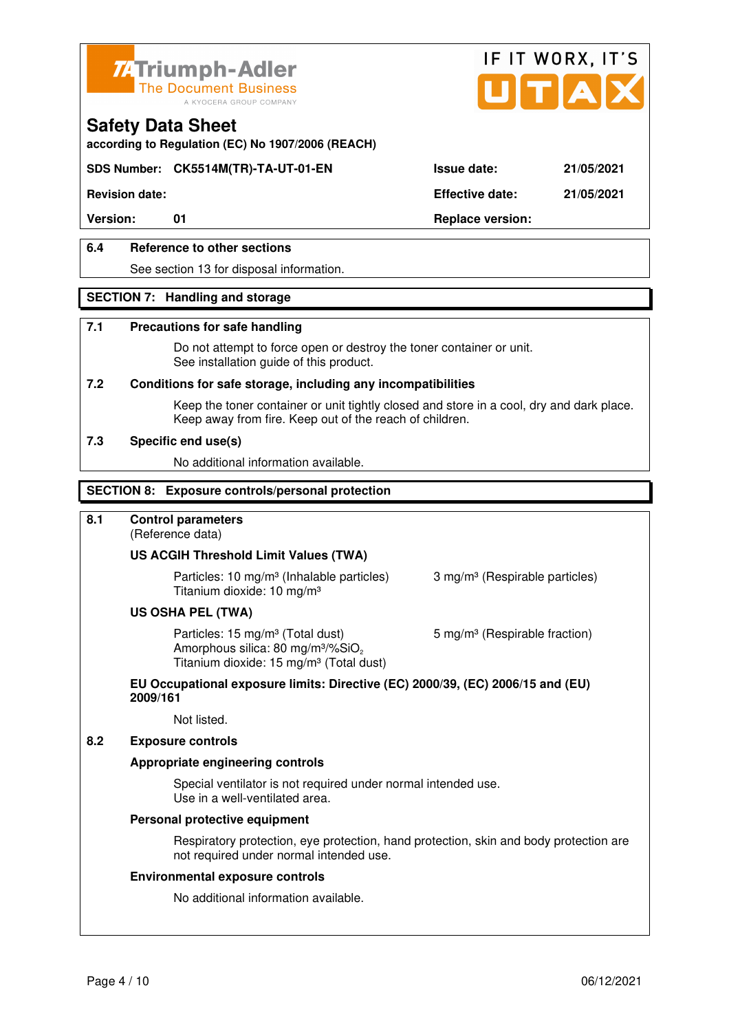**Safety Data Sheet**

according to Regulation (EC) No 1907/2006 (REACH)

| SDS Number: CK5514M(TR)-TA-UT-01-EN | Issue date: | 21/05/2021 |
|---|---|---|
| Revision date: | Effective date: | 21/05/2021 |
| Version: 01 | Replace version: | |

### 6.4 Reference to other sections

See section 13 for disposal information.

## SECTION 7: Handling and storage

### 7.1 Precautions for safe handling

Do not attempt to force open or destroy the toner container or unit.
See installation guide of this product.

### 7.2 Conditions for safe storage, including any incompatibilities

Keep the toner container or unit tightly closed and store in a cool, dry and dark place.
Keep away from fire. Keep out of the reach of children.

### 7.3 Specific end use(s)

No additional information available.

## SECTION 8: Exposure controls/personal protection

### 8.1 Control parameters

(Reference data)

**US ACGIH Threshold Limit Values (TWA)**

Particles: 10 mg/m³ (Inhalable particles) 3 mg/m³ (Respirable particles)
Titanium dioxide: 10 mg/m³

**US OSHA PEL (TWA)**

Particles: 15 mg/m³ (Total dust) 5 mg/m³ (Respirable fraction)
Amorphous silica: 80 mg/m³/%$SiO_2$
Titanium dioxide: 15 mg/m³ (Total dust)

**EU Occupational exposure limits: Directive (EC) 2000/39, (EC) 2006/15 and (EU) 2009/161**

Not listed.

### 8.2 Exposure controls

**Appropriate engineering controls**

Special ventilator is not required under normal intended use.
Use in a well-ventilated area.

**Personal protective equipment**

Respiratory protection, eye protection, hand protection, skin and body protection are not required under normal intended use.

**Environmental exposure controls**

No additional information available.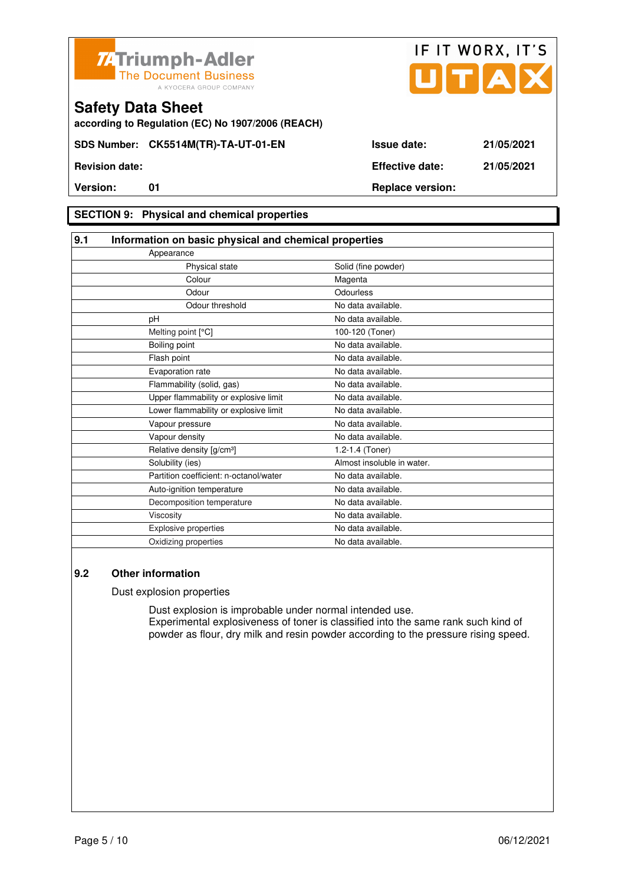# Safety Data Sheet

according to Regulation (EC) No 1907/2006 (REACH)

| SDS Number: | CK5514M(TR)-TA-UT-01-EN | Issue date: | 21/05/2021 |
|---|---|---|---|
| Revision date: | | Effective date: | 21/05/2021 |
| Version: | 01 | Replace version: | |

## SECTION 9: Physical and chemical properties

### 9.1 Information on basic physical and chemical properties

| Property | Value |
|---|---|
| Appearance | |
| Physical state | Solid (fine powder) |
| Colour | Magenta |
| Odour | Odourless |
| Odour threshold | No data available. |
| pH | No data available. |
| Melting point [°C] | 100-120 (Toner) |
| Boiling point | No data available. |
| Flash point | No data available. |
| Evaporation rate | No data available. |
| Flammability (solid, gas) | No data available. |
| Upper flammability or explosive limit | No data available. |
| Lower flammability or explosive limit | No data available. |
| Vapour pressure | No data available. |
| Vapour density | No data available. |
| Relative density [g/cm³] | 1.2-1.4 (Toner) |
| Solubility (ies) | Almost insoluble in water. |
| Partition coefficient: n-octanol/water | No data available. |
| Auto-ignition temperature | No data available. |
| Decomposition temperature | No data available. |
| Viscosity | No data available. |
| Explosive properties | No data available. |
| Oxidizing properties | No data available. |

### 9.2 Other information

Dust explosion properties

Dust explosion is improbable under normal intended use.
Experimental explosiveness of toner is classified into the same rank such kind of powder as flour, dry milk and resin powder according to the pressure rising speed.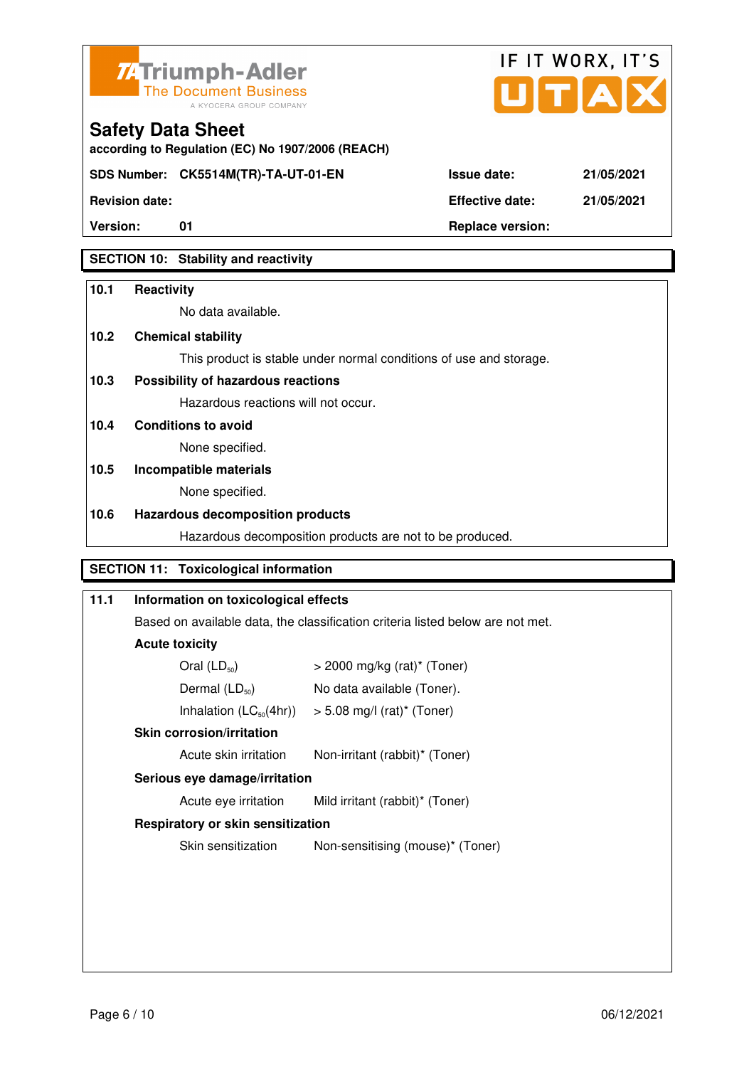Triumph-Adler
The Document Business
A KYOCERA GROUP COMPANY

IF IT WORX, IT'S UTAX

# Safety Data Sheet

**according to Regulation (EC) No 1907/2006 (REACH)**

| | | | |
|---|---|---|---|
| **SDS Number:** | **CK5514M(TR)-TA-UT-01-EN** | **Issue date:** | **21/05/2021** |
| **Revision date:** | | **Effective date:** | **21/05/2021** |
| **Version:** | **01** | **Replace version:** | |

## SECTION 10: Stability and reactivity

**10.1 Reactivity**

No data available.

**10.2 Chemical stability**

This product is stable under normal conditions of use and storage.

**10.3 Possibility of hazardous reactions**

Hazardous reactions will not occur.

**10.4 Conditions to avoid**

None specified.

**10.5 Incompatible materials**

None specified.

**10.6 Hazardous decomposition products**

Hazardous decomposition products are not to be produced.

## SECTION 11: Toxicological information

**11.1 Information on toxicological effects**

Based on available data, the classification criteria listed below are not met.

**Acute toxicity**

| | |
|---|---|
| Oral ($LD_{50}$) | > 2000 mg/kg (rat)* (Toner) |
| Dermal ($LD_{50}$) | No data available (Toner). |
| Inhalation ($LC_{50}$(4hr)) | > 5.08 mg/l (rat)* (Toner) |

**Skin corrosion/irritation**

| | |
|---|---|
| Acute skin irritation | Non-irritant (rabbit)* (Toner) |

**Serious eye damage/irritation**

| | |
|---|---|
| Acute eye irritation | Mild irritant (rabbit)* (Toner) |

**Respiratory or skin sensitization**

| | |
|---|---|
| Skin sensitization | Non-sensitising (mouse)* (Toner) |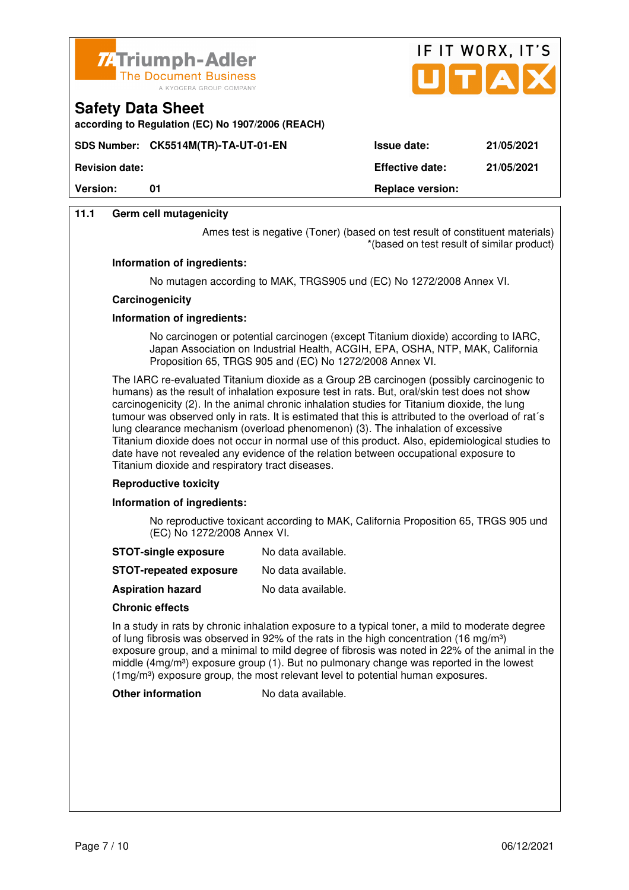# Safety Data Sheet

according to Regulation (EC) No 1907/2006 (REACH)

| SDS Number: CK5514M(TR)-TA-UT-01-EN | Issue date: | 21/05/2021 |
|---|---|---|
| Revision date: | Effective date: | 21/05/2021 |
| Version: 01 | Replace version: | |

## 11.1 Germ cell mutagenicity

Ames test is negative (Toner) (based on test result of constituent materials) *(based on test result of similar product)

**Information of ingredients:**

No mutagen according to MAK, TRGS905 und (EC) No 1272/2008 Annex VI.

**Carcinogenicity**

**Information of ingredients:**

No carcinogen or potential carcinogen (except Titanium dioxide) according to IARC, Japan Association on Industrial Health, ACGIH, EPA, OSHA, NTP, MAK, California Proposition 65, TRGS 905 and (EC) No 1272/2008 Annex VI.

The IARC re-evaluated Titanium dioxide as a Group 2B carcinogen (possibly carcinogenic to humans) as the result of inhalation exposure test in rats. But, oral/skin test does not show carcinogenicity (2). In the animal chronic inhalation studies for Titanium dioxide, the lung tumour was observed only in rats. It is estimated that this is attributed to the overload of rat´s lung clearance mechanism (overload phenomenon) (3). The inhalation of excessive Titanium dioxide does not occur in normal use of this product. Also, epidemiological studies to date have not revealed any evidence of the relation between occupational exposure to Titanium dioxide and respiratory tract diseases.

**Reproductive toxicity**

**Information of ingredients:**

No reproductive toxicant according to MAK, California Proposition 65, TRGS 905 und (EC) No 1272/2008 Annex VI.

**STOT-single exposure** No data available.

**STOT-repeated exposure** No data available.

**Aspiration hazard** No data available.

**Chronic effects**

In a study in rats by chronic inhalation exposure to a typical toner, a mild to moderate degree of lung fibrosis was observed in 92% of the rats in the high concentration (16 mg/m$^3$) exposure group, and a minimal to mild degree of fibrosis was noted in 22% of the animal in the middle (4mg/m$^3$) exposure group (1). But no pulmonary change was reported in the lowest (1mg/m$^3$) exposure group, the most relevant level to potential human exposures.

**Other information** No data available.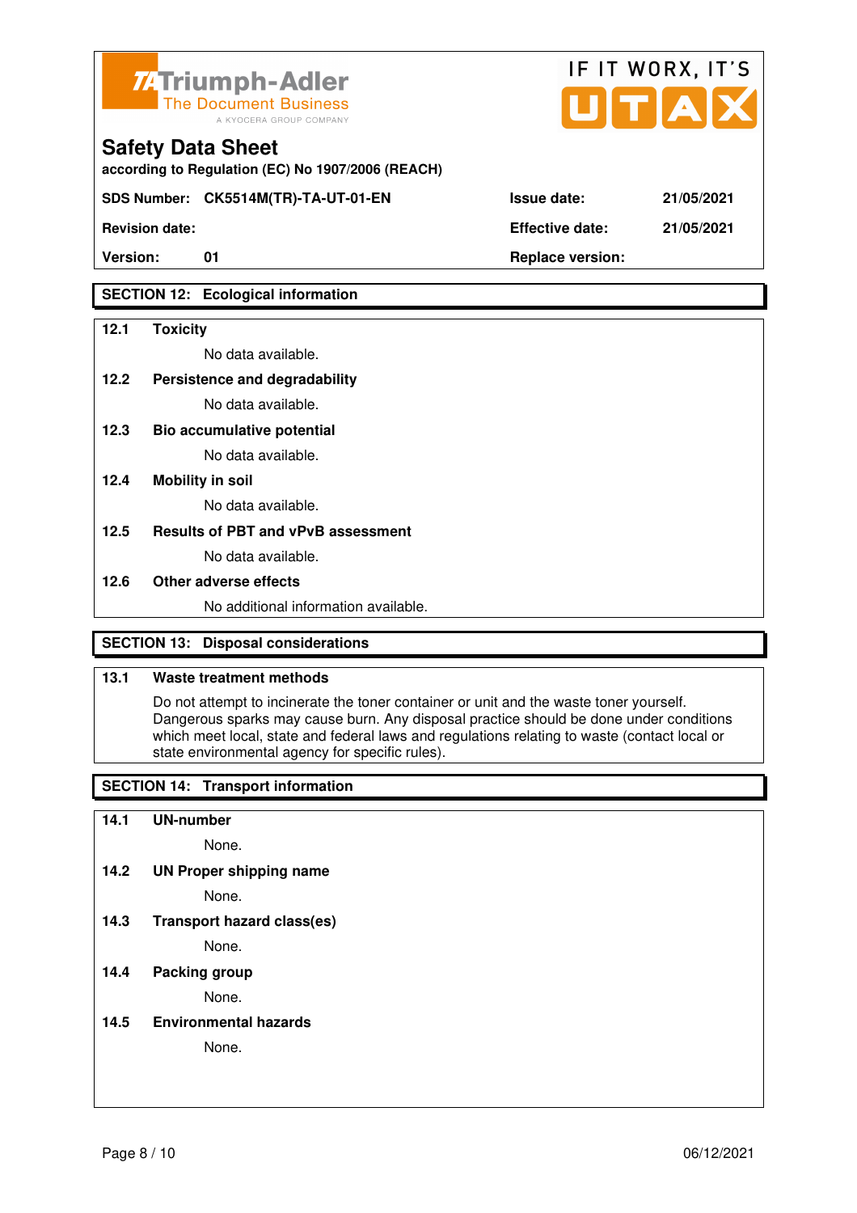## Safety Data Sheet

according to Regulation (EC) No 1907/2006 (REACH)

| | | | |
|---|---|---|---|
| **SDS Number:** | **CK5514M(TR)-TA-UT-01-EN** | **Issue date:** | **21/05/2021** |
| **Revision date:** | | **Effective date:** | **21/05/2021** |
| **Version:** | **01** | **Replace version:** | |

## SECTION 12: Ecological information

**12.1 Toxicity**

No data available.

**12.2 Persistence and degradability**

No data available.

**12.3 Bio accumulative potential**

No data available.

**12.4 Mobility in soil**

No data available.

**12.5 Results of PBT and vPvB assessment**

No data available.

**12.6 Other adverse effects**

No additional information available.

## SECTION 13: Disposal considerations

**13.1 Waste treatment methods**

Do not attempt to incinerate the toner container or unit and the waste toner yourself. Dangerous sparks may cause burn. Any disposal practice should be done under conditions which meet local, state and federal laws and regulations relating to waste (contact local or state environmental agency for specific rules).

## SECTION 14: Transport information

**14.1 UN-number**

None.

**14.2 UN Proper shipping name**

None.

**14.3 Transport hazard class(es)**

None.

**14.4 Packing group**

None.

**14.5 Environmental hazards**

None.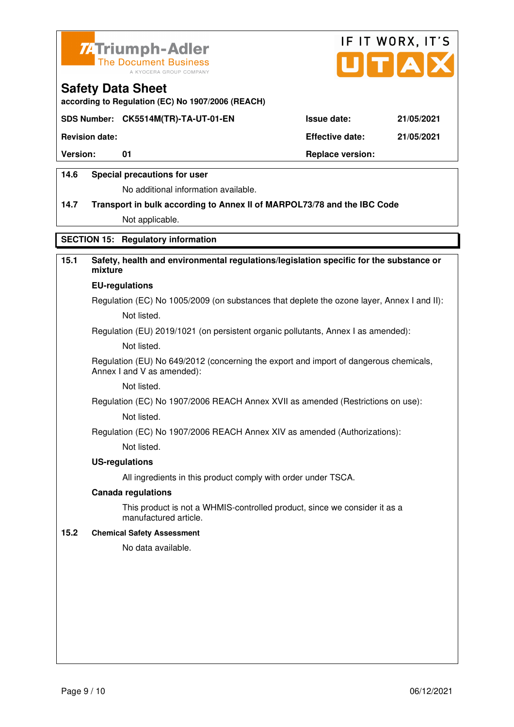14.6 **Special precautions for user**

No additional information available.

14.7 **Transport in bulk according to Annex II of MARPOL73/78 and the IBC Code**

Not applicable.

## SECTION 15: Regulatory information

### 15.1 Safety, health and environmental regulations/legislation specific for the substance or mixture

**EU-regulations**

Regulation (EC) No 1005/2009 (on substances that deplete the ozone layer, Annex I and II):

Not listed.

Regulation (EU) 2019/1021 (on persistent organic pollutants, Annex I as amended):

Not listed.

Regulation (EU) No 649/2012 (concerning the export and import of dangerous chemicals, Annex I and V as amended):

Not listed.

Regulation (EC) No 1907/2006 REACH Annex XVII as amended (Restrictions on use):

Not listed.

Regulation (EC) No 1907/2006 REACH Annex XIV as amended (Authorizations):

Not listed.

**US-regulations**

All ingredients in this product comply with order under TSCA.

**Canada regulations**

This product is not a WHMIS-controlled product, since we consider it as a manufactured article.

### 15.2 Chemical Safety Assessment

No data available.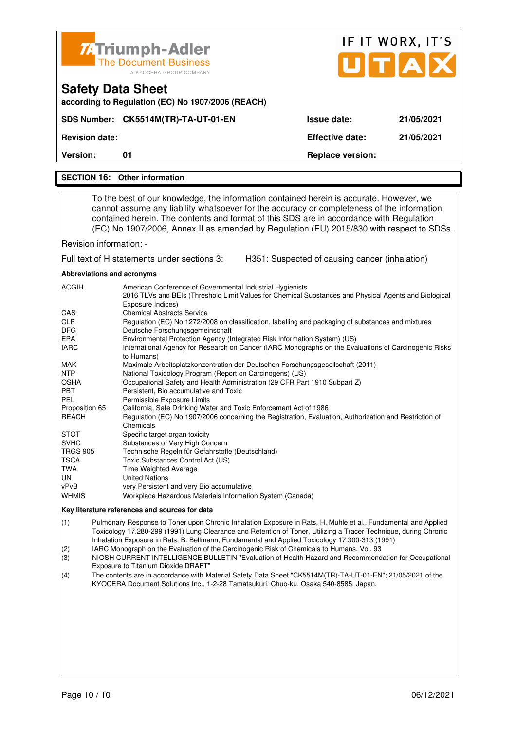**Triumph-Adler** The Document Business — A KYOCERA GROUP COMPANY

IF IT WORX, IT'S UTAX

# Safety Data Sheet

**according to Regulation (EC) No 1907/2006 (REACH)**

| | | | |
|---|---|---|---|
| **SDS Number:** | **CK5514M(TR)-TA-UT-01-EN** | **Issue date:** | **21/05/2021** |
| **Revision date:** | | **Effective date:** | **21/05/2021** |
| **Version:** | **01** | **Replace version:** | |

## SECTION 16: Other information

To the best of our knowledge, the information contained herein is accurate. However, we cannot assume any liability whatsoever for the accuracy or completeness of the information contained herein. The contents and format of this SDS are in accordance with Regulation (EC) No 1907/2006, Annex II as amended by Regulation (EU) 2015/830 with respect to SDSs.

Revision information: -

Full text of H statements under sections 3: H351: Suspected of causing cancer (inhalation)

**Abbreviations and acronyms**

| | |
|---|---|
| ACGIH | American Conference of Governmental Industrial Hygienists<br>2016 TLVs and BEIs (Threshold Limit Values for Chemical Substances and Physical Agents and Biological Exposure Indices) |
| CAS | Chemical Abstracts Service |
| CLP | Regulation (EC) No 1272/2008 on classification, labelling and packaging of substances and mixtures |
| DFG | Deutsche Forschungsgemeinschaft |
| EPA | Environmental Protection Agency (Integrated Risk Information System) (US) |
| IARC | International Agency for Research on Cancer (IARC Monographs on the Evaluations of Carcinogenic Risks to Humans) |
| MAK | Maximale Arbeitsplatzkonzentration der Deutschen Forschungsgesellschaft (2011) |
| NTP | National Toxicology Program (Report on Carcinogens) (US) |
| OSHA | Occupational Safety and Health Administration (29 CFR Part 1910 Subpart Z) |
| PBT | Persistent, Bio accumulative and Toxic |
| PEL | Permissible Exposure Limits |
| Proposition 65 | California, Safe Drinking Water and Toxic Enforcement Act of 1986 |
| REACH | Regulation (EC) No 1907/2006 concerning the Registration, Evaluation, Authorization and Restriction of Chemicals |
| STOT | Specific target organ toxicity |
| SVHC | Substances of Very High Concern |
| TRGS 905 | Technische Regeln für Gefahrstoffe (Deutschland) |
| TSCA | Toxic Substances Control Act (US) |
| TWA | Time Weighted Average |
| UN | United Nations |
| vPvB | very Persistent and very Bio accumulative |
| WHMIS | Workplace Hazardous Materials Information System (Canada) |

**Key literature references and sources for data**

(1) Pulmonary Response to Toner upon Chronic Inhalation Exposure in Rats, H. Muhle et al., Fundamental and Applied Toxicology 17.280-299 (1991) Lung Clearance and Retention of Toner, Utilizing a Tracer Technique, during Chronic Inhalation Exposure in Rats, B. Bellmann, Fundamental and Applied Toxicology 17.300-313 (1991)

(2) IARC Monograph on the Evaluation of the Carcinogenic Risk of Chemicals to Humans, Vol. 93

(3) NIOSH CURRENT INTELLIGENCE BULLETIN "Evaluation of Health Hazard and Recommendation for Occupational Exposure to Titanium Dioxide DRAFT"

(4) The contents are in accordance with Material Safety Data Sheet "CK5514M(TR)-TA-UT-01-EN"; 21/05/2021 of the KYOCERA Document Solutions Inc., 1-2-28 Tamatsukuri, Chuo-ku, Osaka 540-8585, Japan.

06/12/2021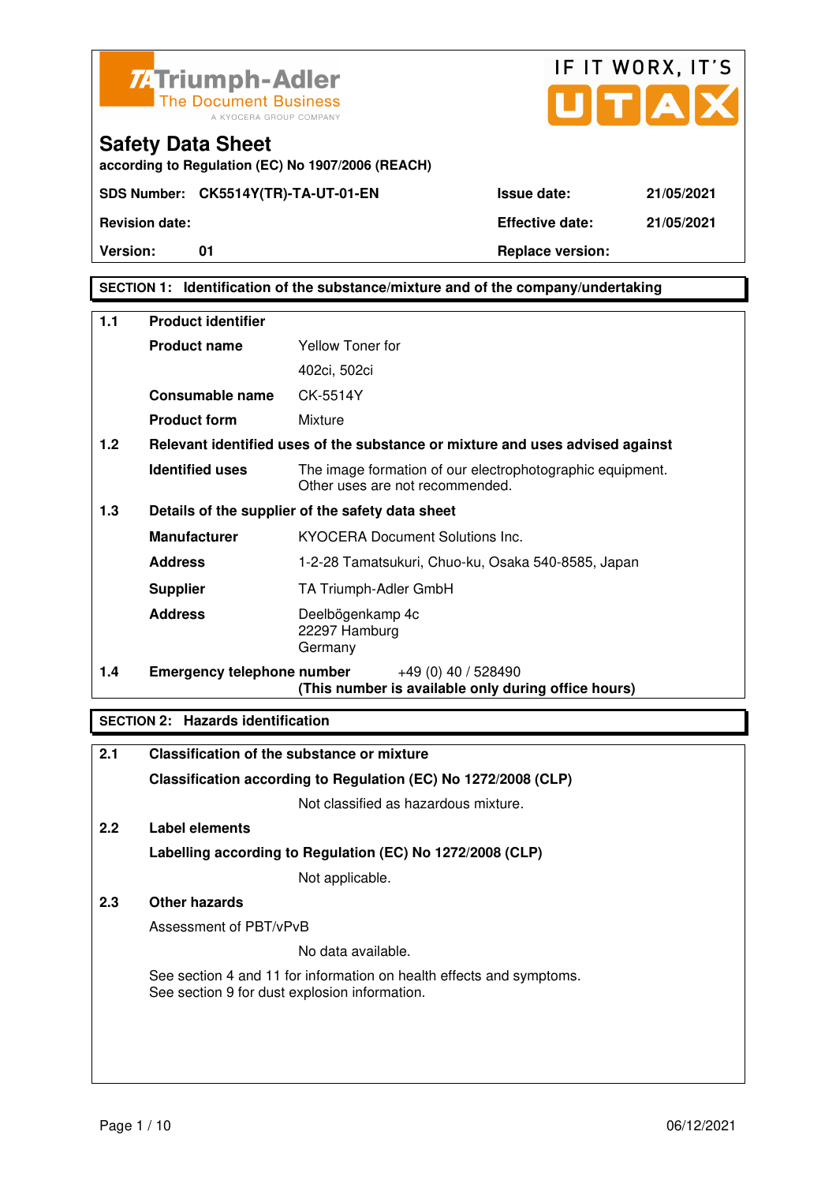Triumph-Adler
The Document Business
A KYOCERA GROUP COMPANY

IF IT WORX, IT'S UTAX

# Safety Data Sheet

according to Regulation (EC) No 1907/2006 (REACH)

| SDS Number: CK5514Y(TR)-TA-UT-01-EN | Issue date: | 21/05/2021 |
|---|---|---|
| Revision date: | Effective date: | 21/05/2021 |
| Version: 01 | Replace version: | |

## SECTION 1: Identification of the substance/mixture and of the company/undertaking

### 1.1 Product identifier

**Product name** Yellow Toner for 402ci, 502ci

**Consumable name** CK-5514Y

**Product form** Mixture

### 1.2 Relevant identified uses of the substance or mixture and uses advised against

**Identified uses** The image formation of our electrophotographic equipment. Other uses are not recommended.

### 1.3 Details of the supplier of the safety data sheet

**Manufacturer** KYOCERA Document Solutions Inc.

**Address** 1-2-28 Tamatsukuri, Chuo-ku, Osaka 540-8585, Japan

**Supplier** TA Triumph-Adler GmbH

**Address** Deelbögenkamp 4c
22297 Hamburg
Germany

### 1.4 Emergency telephone number

+49 (0) 40 / 528490
**(This number is available only during office hours)**

## SECTION 2: Hazards identification

### 2.1 Classification of the substance or mixture

**Classification according to Regulation (EC) No 1272/2008 (CLP)**

Not classified as hazardous mixture.

### 2.2 Label elements

**Labelling according to Regulation (EC) No 1272/2008 (CLP)**

Not applicable.

### 2.3 Other hazards

Assessment of PBT/vPvB

No data available.

See section 4 and 11 for information on health effects and symptoms.
See section 9 for dust explosion information.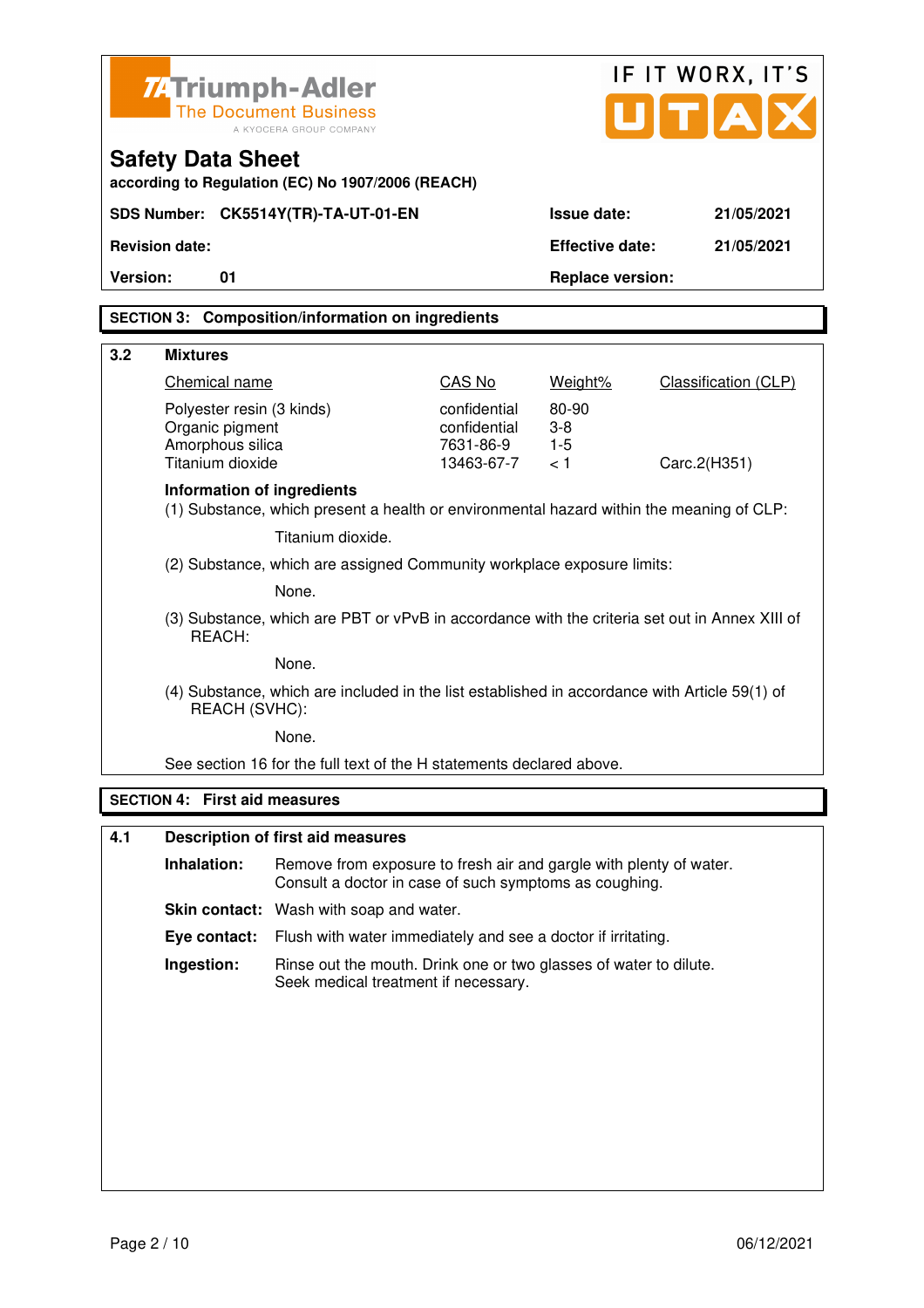Triumph-Adler The Document Business A KYOCERA GROUP COMPANY

IF IT WORX, IT'S UTAX

# Safety Data Sheet

**according to Regulation (EC) No 1907/2006 (REACH)**

| **SDS Number:** | **CK5514Y(TR)-TA-UT-01-EN** | **Issue date:** | **21/05/2021** |
|---|---|---|---|
| **Revision date:** | | **Effective date:** | **21/05/2021** |
| **Version:** | **01** | **Replace version:** | |

## SECTION 3: Composition/information on ingredients

### 3.2 Mixtures

| Chemical name | CAS No | Weight% | Classification (CLP) |
|---|---|---|---|
| Polyester resin (3 kinds) | confidential | 80-90 | |
| Organic pigment | confidential | 3-8 | |
| Amorphous silica | 7631-86-9 | 1-5 | |
| Titanium dioxide | 13463-67-7 | < 1 | Carc.2(H351) |

**Information of ingredients**

(1) Substance, which present a health or environmental hazard within the meaning of CLP:

Titanium dioxide.

(2) Substance, which are assigned Community workplace exposure limits:

None.

(3) Substance, which are PBT or vPvB in accordance with the criteria set out in Annex XIII of REACH:

None.

(4) Substance, which are included in the list established in accordance with Article 59(1) of REACH (SVHC):

None.

See section 16 for the full text of the H statements declared above.

## SECTION 4: First aid measures

### 4.1 Description of first aid measures

**Inhalation:** Remove from exposure to fresh air and gargle with plenty of water. Consult a doctor in case of such symptoms as coughing.

**Skin contact:** Wash with soap and water.

**Eye contact:** Flush with water immediately and see a doctor if irritating.

**Ingestion:** Rinse out the mouth. Drink one or two glasses of water to dilute. Seek medical treatment if necessary.

06/12/2021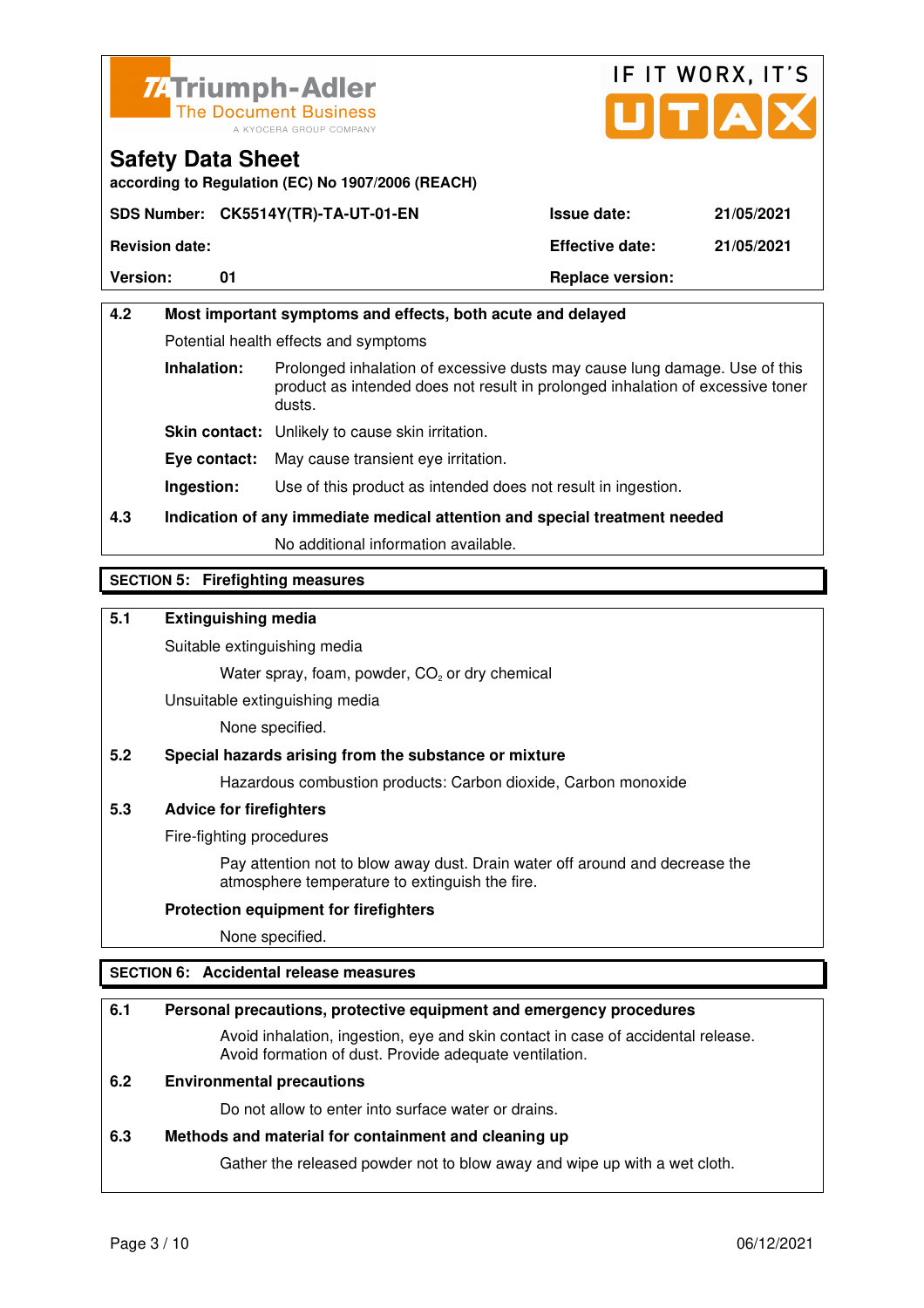| 4.2 | Most important symptoms and effects, both acute and delayed |
|---|---|

Potential health effects and symptoms

**Inhalation:** Prolonged inhalation of excessive dusts may cause lung damage. Use of this product as intended does not result in prolonged inhalation of excessive toner dusts.

**Skin contact:** Unlikely to cause skin irritation.

**Eye contact:** May cause transient eye irritation.

**Ingestion:** Use of this product as intended does not result in ingestion.

**4.3 Indication of any immediate medical attention and special treatment needed**

No additional information available.

## SECTION 5: Firefighting measures

**5.1 Extinguishing media**

Suitable extinguishing media

Water spray, foam, powder, $CO_2$ or dry chemical

Unsuitable extinguishing media

None specified.

**5.2 Special hazards arising from the substance or mixture**

Hazardous combustion products: Carbon dioxide, Carbon monoxide

**5.3 Advice for firefighters**

Fire-fighting procedures

Pay attention not to blow away dust. Drain water off around and decrease the atmosphere temperature to extinguish the fire.

**Protection equipment for firefighters**

None specified.

## SECTION 6: Accidental release measures

**6.1 Personal precautions, protective equipment and emergency procedures**

Avoid inhalation, ingestion, eye and skin contact in case of accidental release. Avoid formation of dust. Provide adequate ventilation.

**6.2 Environmental precautions**

Do not allow to enter into surface water or drains.

**6.3 Methods and material for containment and cleaning up**

Gather the released powder not to blow away and wipe up with a wet cloth.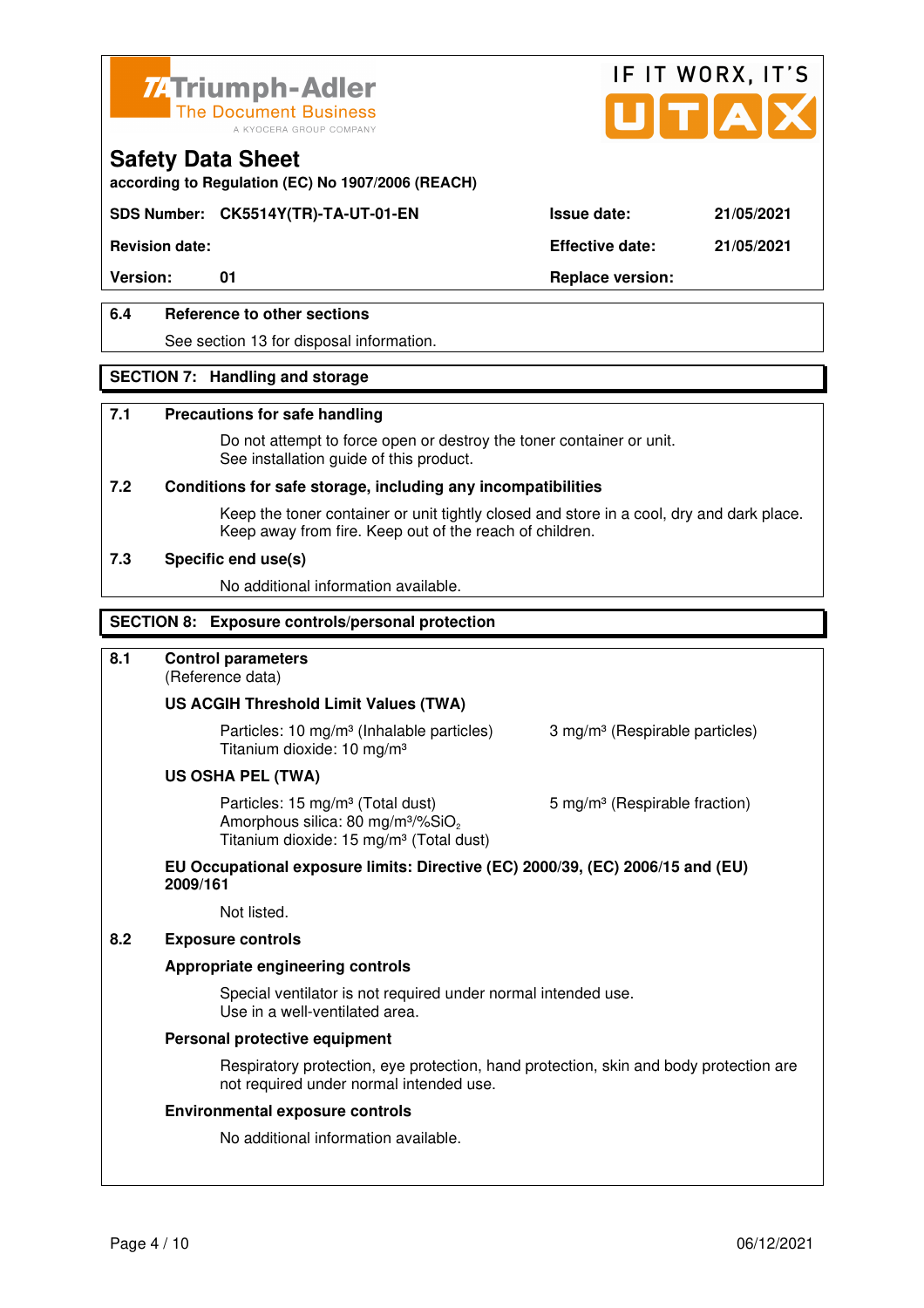### 6.4 Reference to other sections

See section 13 for disposal information.

## SECTION 7: Handling and storage

### 7.1 Precautions for safe handling

Do not attempt to force open or destroy the toner container or unit.
See installation guide of this product.

### 7.2 Conditions for safe storage, including any incompatibilities

Keep the toner container or unit tightly closed and store in a cool, dry and dark place.
Keep away from fire. Keep out of the reach of children.

### 7.3 Specific end use(s)

No additional information available.

## SECTION 8: Exposure controls/personal protection

### 8.1 Control parameters

(Reference data)

**US ACGIH Threshold Limit Values (TWA)**

Particles: 10 mg/m³ (Inhalable particles) 3 mg/m³ (Respirable particles)
Titanium dioxide: 10 mg/m³

**US OSHA PEL (TWA)**

Particles: 15 mg/m³ (Total dust) 5 mg/m³ (Respirable fraction)
Amorphous silica: 80 mg/m³/%$SiO_2$
Titanium dioxide: 15 mg/m³ (Total dust)

**EU Occupational exposure limits: Directive (EC) 2000/39, (EC) 2006/15 and (EU) 2009/161**

Not listed.

### 8.2 Exposure controls

**Appropriate engineering controls**

Special ventilator is not required under normal intended use.
Use in a well-ventilated area.

**Personal protective equipment**

Respiratory protection, eye protection, hand protection, skin and body protection are not required under normal intended use.

**Environmental exposure controls**

No additional information available.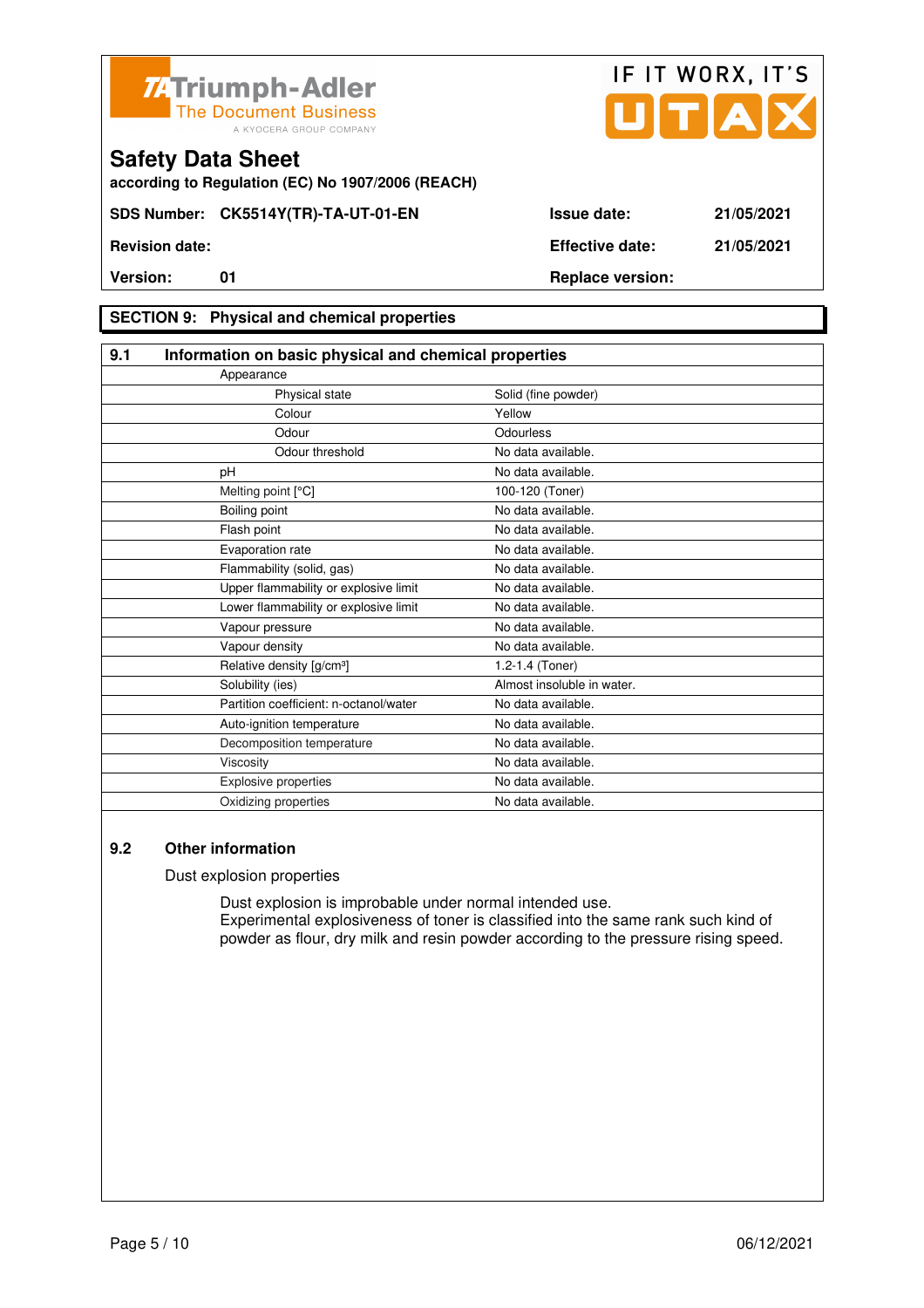Safety Data Sheet
according to Regulation (EC) No 1907/2006 (REACH)

| SDS Number: CK5514Y(TR)-TA-UT-01-EN | Issue date: 21/05/2021 |
|---|---|
| Revision date: | Effective date: 21/05/2021 |
| Version: 01 | Replace version: |

## SECTION 9: Physical and chemical properties

### 9.1 Information on basic physical and chemical properties

| Property | Value |
|---|---|
| Appearance | |
| Physical state | Solid (fine powder) |
| Colour | Yellow |
| Odour | Odourless |
| Odour threshold | No data available. |
| pH | No data available. |
| Melting point [°C] | 100-120 (Toner) |
| Boiling point | No data available. |
| Flash point | No data available. |
| Evaporation rate | No data available. |
| Flammability (solid, gas) | No data available. |
| Upper flammability or explosive limit | No data available. |
| Lower flammability or explosive limit | No data available. |
| Vapour pressure | No data available. |
| Vapour density | No data available. |
| Relative density [g/cm³] | 1.2-1.4 (Toner) |
| Solubility (ies) | Almost insoluble in water. |
| Partition coefficient: n-octanol/water | No data available. |
| Auto-ignition temperature | No data available. |
| Decomposition temperature | No data available. |
| Viscosity | No data available. |
| Explosive properties | No data available. |
| Oxidizing properties | No data available. |

### 9.2 Other information

Dust explosion properties

Dust explosion is improbable under normal intended use.
Experimental explosiveness of toner is classified into the same rank such kind of powder as flour, dry milk and resin powder according to the pressure rising speed.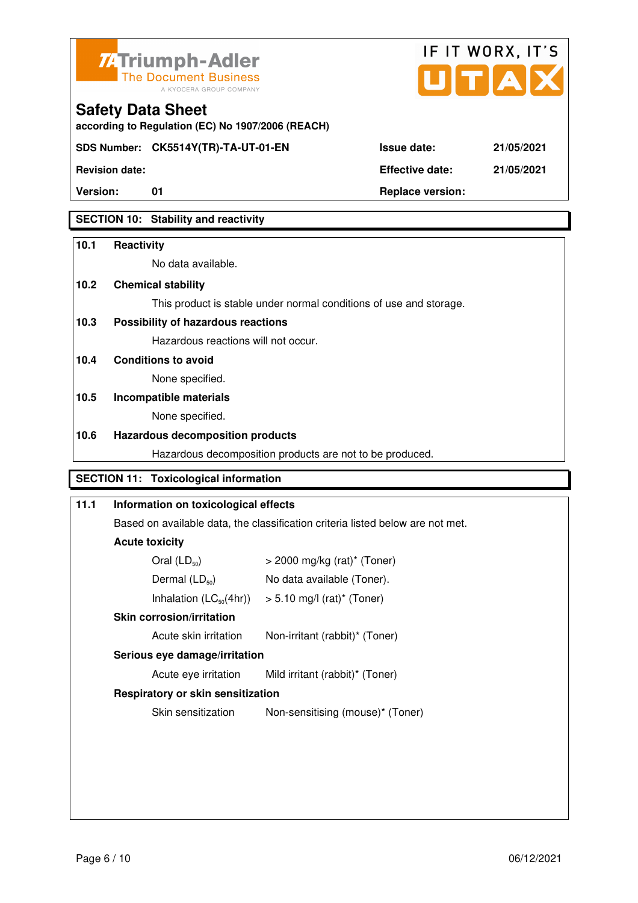**Triumph-Adler** The Document Business — A KYOCERA GROUP COMPANY

IF IT WORX, IT'S UTAX

# Safety Data Sheet

according to Regulation (EC) No 1907/2006 (REACH)

| SDS Number: | CK5514Y(TR)-TA-UT-01-EN | Issue date: | 21/05/2021 |
|---|---|---|---|
| Revision date: | | Effective date: | 21/05/2021 |
| Version: | 01 | Replace version: | |

## SECTION 10: Stability and reactivity

**10.1 Reactivity**

No data available.

**10.2 Chemical stability**

This product is stable under normal conditions of use and storage.

**10.3 Possibility of hazardous reactions**

Hazardous reactions will not occur.

**10.4 Conditions to avoid**

None specified.

**10.5 Incompatible materials**

None specified.

**10.6 Hazardous decomposition products**

Hazardous decomposition products are not to be produced.

## SECTION 11: Toxicological information

**11.1 Information on toxicological effects**

Based on available data, the classification criteria listed below are not met.

**Acute toxicity**

| | |
|---|---|
| Oral ($LD_{50}$) | > 2000 mg/kg (rat)* (Toner) |
| Dermal ($LD_{50}$) | No data available (Toner). |
| Inhalation ($LC_{50}$(4hr)) | > 5.10 mg/l (rat)* (Toner) |

**Skin corrosion/irritation**

| | |
|---|---|
| Acute skin irritation | Non-irritant (rabbit)* (Toner) |

**Serious eye damage/irritation**

| | |
|---|---|
| Acute eye irritation | Mild irritant (rabbit)* (Toner) |

**Respiratory or skin sensitization**

| | |
|---|---|
| Skin sensitization | Non-sensitising (mouse)* (Toner) |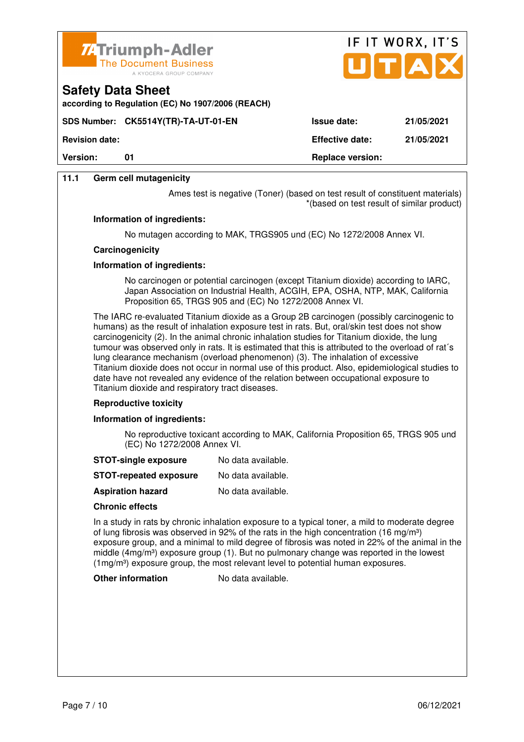# Safety Data Sheet

according to Regulation (EC) No 1907/2006 (REACH)

| SDS Number: | CK5514Y(TR)-TA-UT-01-EN | Issue date: | 21/05/2021 |
|---|---|---|---|
| Revision date: | | Effective date: | 21/05/2021 |
| Version: | 01 | Replace version: | |

## 11.1 Germ cell mutagenicity

Ames test is negative (Toner) (based on test result of constituent materials)
*(based on test result of similar product)

**Information of ingredients:**

No mutagen according to MAK, TRGS905 und (EC) No 1272/2008 Annex VI.

**Carcinogenicity**

**Information of ingredients:**

No carcinogen or potential carcinogen (except Titanium dioxide) according to IARC, Japan Association on Industrial Health, ACGIH, EPA, OSHA, NTP, MAK, California Proposition 65, TRGS 905 and (EC) No 1272/2008 Annex VI.

The IARC re-evaluated Titanium dioxide as a Group 2B carcinogen (possibly carcinogenic to humans) as the result of inhalation exposure test in rats. But, oral/skin test does not show carcinogenicity (2). In the animal chronic inhalation studies for Titanium dioxide, the lung tumour was observed only in rats. It is estimated that this is attributed to the overload of rat´s lung clearance mechanism (overload phenomenon) (3). The inhalation of excessive Titanium dioxide does not occur in normal use of this product. Also, epidemiological studies to date have not revealed any evidence of the relation between occupational exposure to Titanium dioxide and respiratory tract diseases.

**Reproductive toxicity**

**Information of ingredients:**

No reproductive toxicant according to MAK, California Proposition 65, TRGS 905 und (EC) No 1272/2008 Annex VI.

**STOT-single exposure** No data available.

**STOT-repeated exposure** No data available.

**Aspiration hazard** No data available.

**Chronic effects**

In a study in rats by chronic inhalation exposure to a typical toner, a mild to moderate degree of lung fibrosis was observed in 92% of the rats in the high concentration (16 mg/m$^3$) exposure group, and a minimal to mild degree of fibrosis was noted in 22% of the animal in the middle (4mg/m$^3$) exposure group (1). But no pulmonary change was reported in the lowest (1mg/m$^3$) exposure group, the most relevant level to potential human exposures.

**Other information** No data available.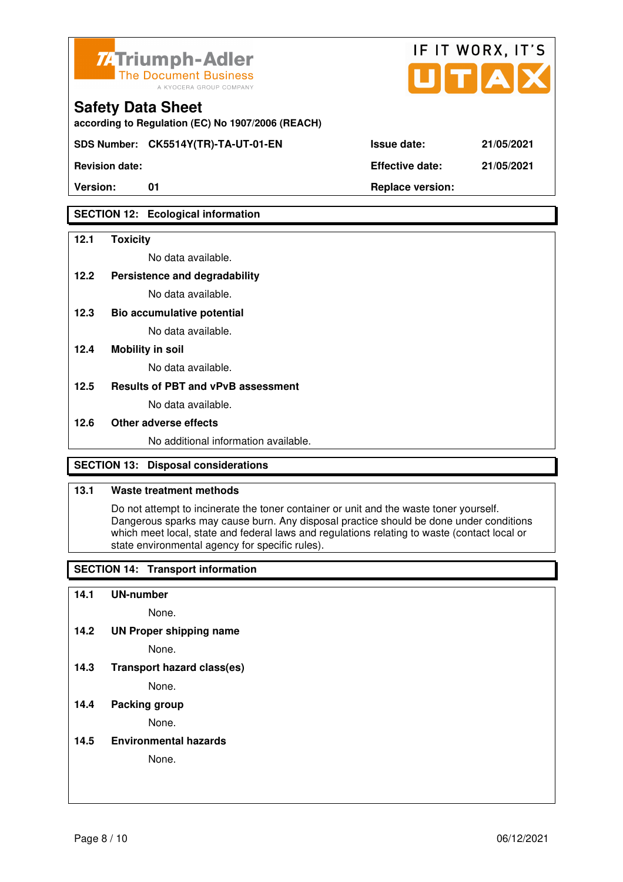## SECTION 12: Ecological information

**12.1 Toxicity**

No data available.

**12.2 Persistence and degradability**

No data available.

**12.3 Bio accumulative potential**

No data available.

**12.4 Mobility in soil**

No data available.

**12.5 Results of PBT and vPvB assessment**

No data available.

**12.6 Other adverse effects**

No additional information available.

## SECTION 13: Disposal considerations

**13.1 Waste treatment methods**

Do not attempt to incinerate the toner container or unit and the waste toner yourself. Dangerous sparks may cause burn. Any disposal practice should be done under conditions which meet local, state and federal laws and regulations relating to waste (contact local or state environmental agency for specific rules).

## SECTION 14: Transport information

**14.1 UN-number**

None.

**14.2 UN Proper shipping name**

None.

**14.3 Transport hazard class(es)**

None.

**14.4 Packing group**

None.

**14.5 Environmental hazards**

None.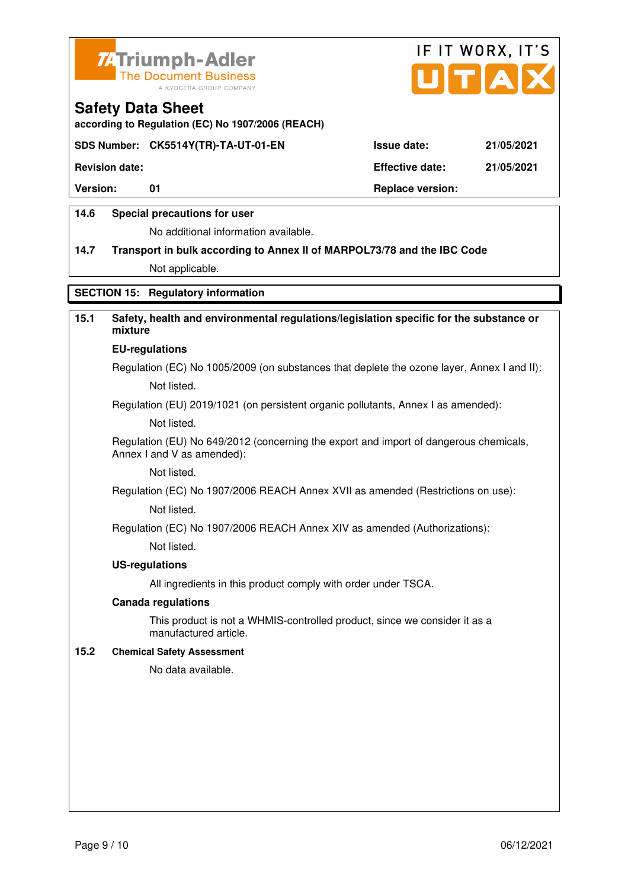**14.6 Special precautions for user**

No additional information available.

**14.7 Transport in bulk according to Annex II of MARPOL73/78 and the IBC Code**

Not applicable.

## SECTION 15: Regulatory information

**15.1 Safety, health and environmental regulations/legislation specific for the substance or mixture**

**EU-regulations**

Regulation (EC) No 1005/2009 (on substances that deplete the ozone layer, Annex I and II):

Not listed.

Regulation (EU) 2019/1021 (on persistent organic pollutants, Annex I as amended):

Not listed.

Regulation (EU) No 649/2012 (concerning the export and import of dangerous chemicals, Annex I and V as amended):

Not listed.

Regulation (EC) No 1907/2006 REACH Annex XVII as amended (Restrictions on use):

Not listed.

Regulation (EC) No 1907/2006 REACH Annex XIV as amended (Authorizations):

Not listed.

**US-regulations**

All ingredients in this product comply with order under TSCA.

**Canada regulations**

This product is not a WHMIS-controlled product, since we consider it as a manufactured article.

**15.2 Chemical Safety Assessment**

No data available.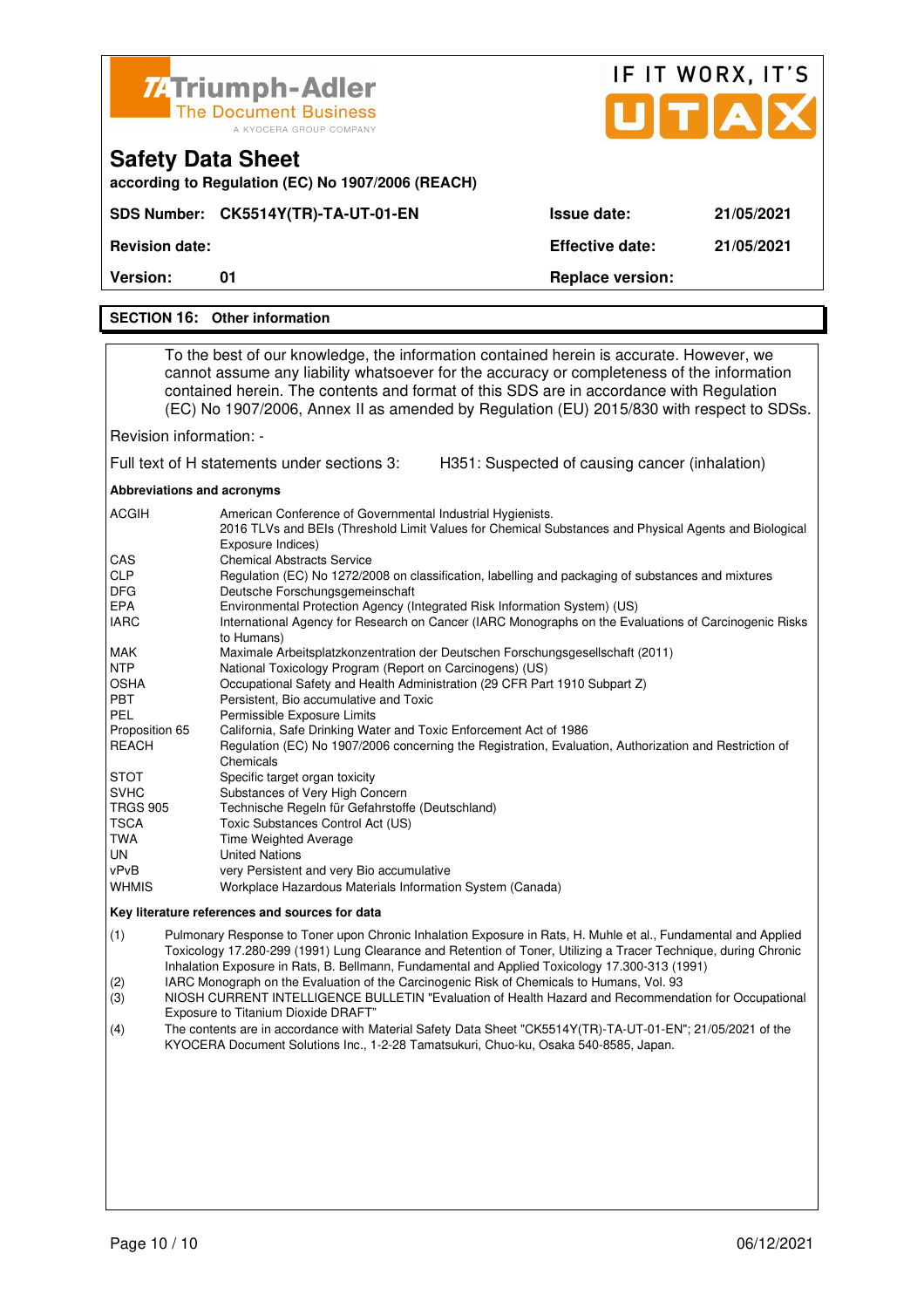Triumph-Adler
The Document Business
A KYOCERA GROUP COMPANY

IF IT WORX, IT'S UTAX

# Safety Data Sheet

**according to Regulation (EC) No 1907/2006 (REACH)**

| | | | |
|---|---|---|---|
| **SDS Number:** | **CK5514Y(TR)-TA-UT-01-EN** | **Issue date:** | **21/05/2021** |
| **Revision date:** | | **Effective date:** | **21/05/2021** |
| **Version:** | **01** | **Replace version:** | |

## SECTION 16: Other information

To the best of our knowledge, the information contained herein is accurate. However, we cannot assume any liability whatsoever for the accuracy or completeness of the information contained herein. The contents and format of this SDS are in accordance with Regulation (EC) No 1907/2006, Annex II as amended by Regulation (EU) 2015/830 with respect to SDSs.

Revision information: -

Full text of H statements under sections 3: H351: Suspected of causing cancer (inhalation)

**Abbreviations and acronyms**

| | |
|---|---|
| ACGIH | American Conference of Governmental Industrial Hygienists. 2016 TLVs and BEIs (Threshold Limit Values for Chemical Substances and Physical Agents and Biological Exposure Indices) |
| CAS | Chemical Abstracts Service |
| CLP | Regulation (EC) No 1272/2008 on classification, labelling and packaging of substances and mixtures |
| DFG | Deutsche Forschungsgemeinschaft |
| EPA | Environmental Protection Agency (Integrated Risk Information System) (US) |
| IARC | International Agency for Research on Cancer (IARC Monographs on the Evaluations of Carcinogenic Risks to Humans) |
| MAK | Maximale Arbeitsplatzkonzentration der Deutschen Forschungsgesellschaft (2011) |
| NTP | National Toxicology Program (Report on Carcinogens) (US) |
| OSHA | Occupational Safety and Health Administration (29 CFR Part 1910 Subpart Z) |
| PBT | Persistent, Bio accumulative and Toxic |
| PEL | Permissible Exposure Limits |
| Proposition 65 | California, Safe Drinking Water and Toxic Enforcement Act of 1986 |
| REACH | Regulation (EC) No 1907/2006 concerning the Registration, Evaluation, Authorization and Restriction of Chemicals |
| STOT | Specific target organ toxicity |
| SVHC | Substances of Very High Concern |
| TRGS 905 | Technische Regeln für Gefahrstoffe (Deutschland) |
| TSCA | Toxic Substances Control Act (US) |
| TWA | Time Weighted Average |
| UN | United Nations |
| vPvB | very Persistent and very Bio accumulative |
| WHMIS | Workplace Hazardous Materials Information System (Canada) |

**Key literature references and sources for data**

(1) Pulmonary Response to Toner upon Chronic Inhalation Exposure in Rats, H. Muhle et al., Fundamental and Applied Toxicology 17.280-299 (1991) Lung Clearance and Retention of Toner, Utilizing a Tracer Technique, during Chronic Inhalation Exposure in Rats, B. Bellmann, Fundamental and Applied Toxicology 17.300-313 (1991)

(2) IARC Monograph on the Evaluation of the Carcinogenic Risk of Chemicals to Humans, Vol. 93

(3) NIOSH CURRENT INTELLIGENCE BULLETIN "Evaluation of Health Hazard and Recommendation for Occupational Exposure to Titanium Dioxide DRAFT"

(4) The contents are in accordance with Material Safety Data Sheet "CK5514Y(TR)-TA-UT-01-EN"; 21/05/2021 of the KYOCERA Document Solutions Inc., 1-2-28 Tamatsukuri, Chuo-ku, Osaka 540-8585, Japan.

06/12/2021